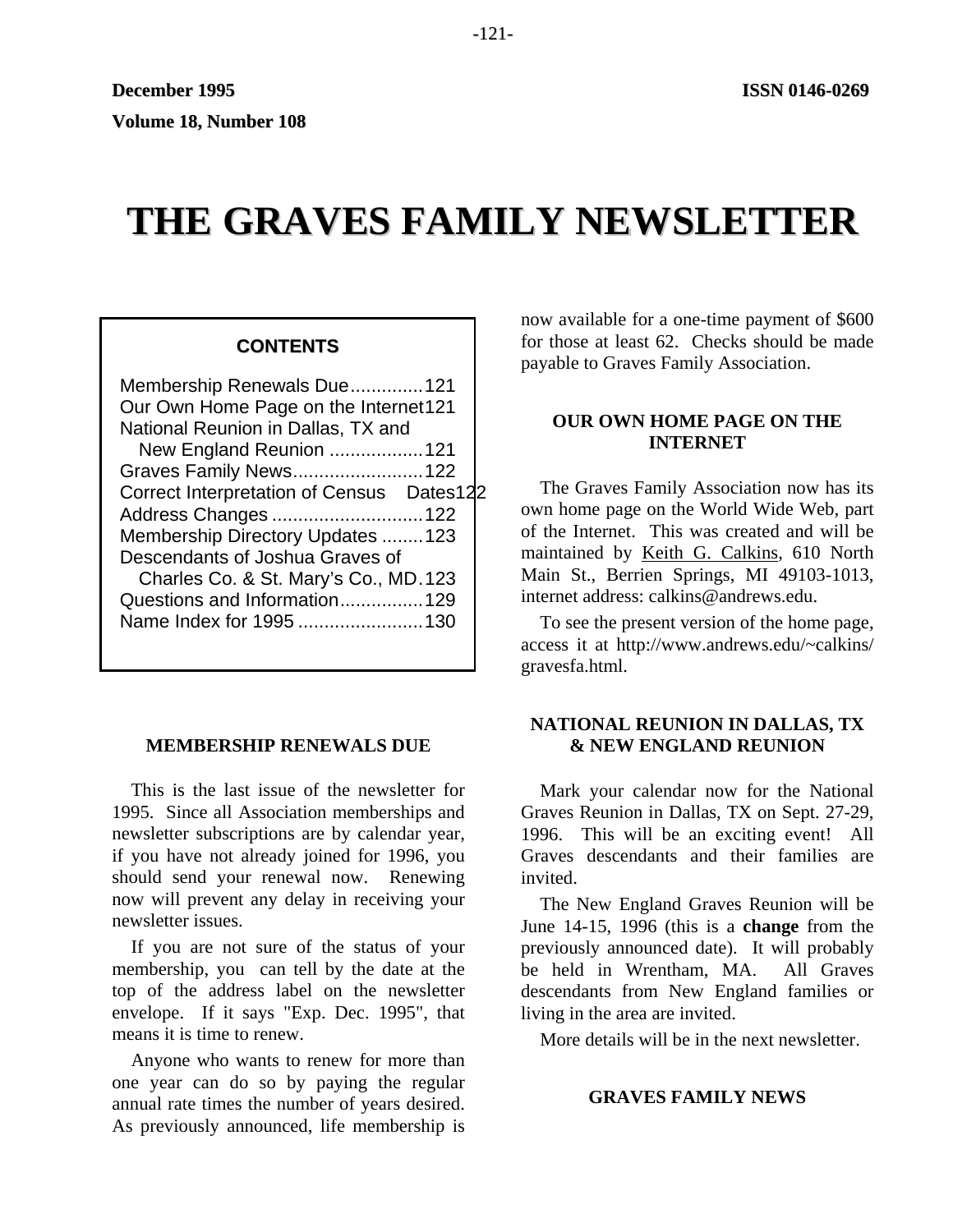December 1995 ISSN 0146-0269

Volume 18, Number 108

# THE GRAVES FAMILY NEWSLETTER

**CONTENTS**

Membership Renewals Due..............121
Our Own Home Page on the Internet121
National Reunion in Dallas, TX and
New England Reunion ..................121
Graves Family News.........................122
Correct Interpretation of Census Dates122
Address Changes .............................122
Membership Directory Updates ........123
Descendants of Joshua Graves of
Charles Co. & St. Mary's Co., MD.123
Questions and Information................129
Name Index for 1995 ........................130

## MEMBERSHIP RENEWALS DUE

This is the last issue of the newsletter for 1995. Since all Association memberships and newsletter subscriptions are by calendar year, if you have not already joined for 1996, you should send your renewal now. Renewing now will prevent any delay in receiving your newsletter issues.

If you are not sure of the status of your membership, you can tell by the date at the top of the address label on the newsletter envelope. If it says "Exp. Dec. 1995", that means it is time to renew.

Anyone who wants to renew for more than one year can do so by paying the regular annual rate times the number of years desired. As previously announced, life membership is now available for a one-time payment of $600 for those at least 62. Checks should be made payable to Graves Family Association.

## OUR OWN HOME PAGE ON THE INTERNET

The Graves Family Association now has its own home page on the World Wide Web, part of the Internet. This was created and will be maintained by Keith G. Calkins, 610 North Main St., Berrien Springs, MI 49103-1013, internet address: calkins@andrews.edu.

To see the present version of the home page, access it at http://www.andrews.edu/~calkins/gravesfa.html.

## NATIONAL REUNION IN DALLAS, TX & NEW ENGLAND REUNION

Mark your calendar now for the National Graves Reunion in Dallas, TX on Sept. 27-29, 1996. This will be an exciting event! All Graves descendants and their families are invited.

The New England Graves Reunion will be June 14-15, 1996 (this is a **change** from the previously announced date). It will probably be held in Wrentham, MA. All Graves descendants from New England families or living in the area are invited.

More details will be in the next newsletter.

## GRAVES FAMILY NEWS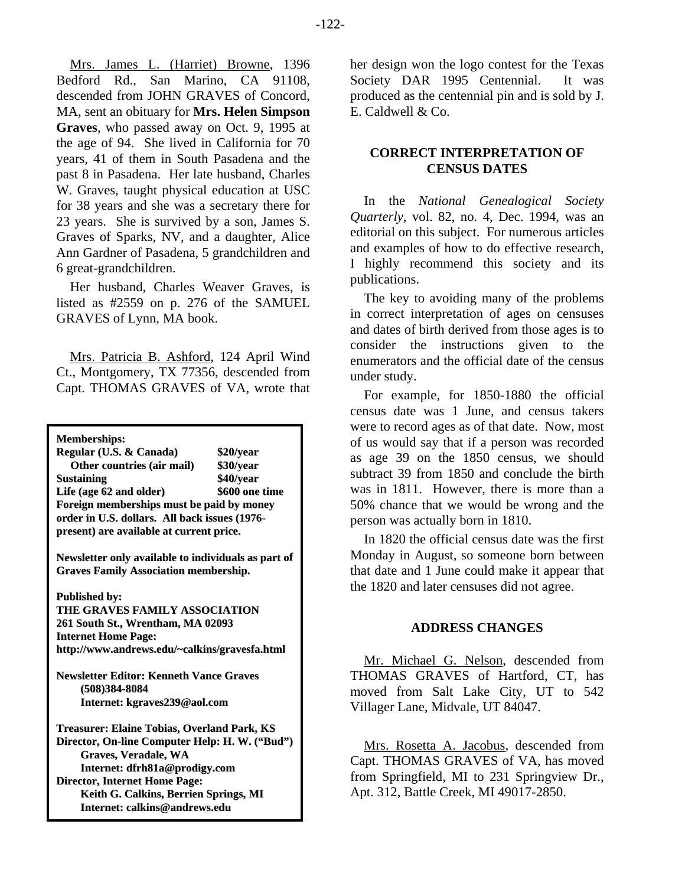Mrs. James L. (Harriet) Browne, 1396 Bedford Rd., San Marino, CA 91108, descended from JOHN GRAVES of Concord, MA, sent an obituary for **Mrs. Helen Simpson Graves**, who passed away on Oct. 9, 1995 at the age of 94. She lived in California for 70 years, 41 of them in South Pasadena and the past 8 in Pasadena. Her late husband, Charles W. Graves, taught physical education at USC for 38 years and she was a secretary there for 23 years. She is survived by a son, James S. Graves of Sparks, NV, and a daughter, Alice Ann Gardner of Pasadena, 5 grandchildren and 6 great-grandchildren.

Her husband, Charles Weaver Graves, is listed as #2559 on p. 276 of the SAMUEL GRAVES of Lynn, MA book.

Mrs. Patricia B. Ashford, 124 April Wind Ct., Montgomery, TX 77356, descended from Capt. THOMAS GRAVES of VA, wrote that her design won the logo contest for the Texas Society DAR 1995 Centennial. It was produced as the centennial pin and is sold by J. E. Caldwell & Co.

**Memberships:**

| | |
|---|---|
| **Regular (U.S. & Canada)** | **$20/year** |
| **Other countries (air mail)** | **$30/year** |
| **Sustaining** | **$40/year** |
| **Life (age 62 and older)** | **$600 one time** |

**Foreign memberships must be paid by money order in U.S. dollars. All back issues (1976-present) are available at current price.**

**Newsletter only available to individuals as part of Graves Family Association membership.**

**Published by:**
**THE GRAVES FAMILY ASSOCIATION**
**261 South St., Wrentham, MA 02093**
**Internet Home Page:**
**http://www.andrews.edu/~calkins/gravesfa.html**

**Newsletter Editor: Kenneth Vance Graves**
**(508)384-8084**
**Internet: kgraves239@aol.com**

**Treasurer: Elaine Tobias, Overland Park, KS**
**Director, On-line Computer Help: H. W. ("Bud") Graves, Veradale, WA**
**Internet: dfrh81a@prodigy.com**
**Director, Internet Home Page:**
**Keith G. Calkins, Berrien Springs, MI**
**Internet: calkins@andrews.edu**

## CORRECT INTERPRETATION OF CENSUS DATES

In the *National Genealogical Society Quarterly*, vol. 82, no. 4, Dec. 1994, was an editorial on this subject. For numerous articles and examples of how to do effective research, I highly recommend this society and its publications.

The key to avoiding many of the problems in correct interpretation of ages on censuses and dates of birth derived from those ages is to consider the instructions given to the enumerators and the official date of the census under study.

For example, for 1850-1880 the official census date was 1 June, and census takers were to record ages as of that date. Now, most of us would say that if a person was recorded as age 39 on the 1850 census, we should subtract 39 from 1850 and conclude the birth was in 1811. However, there is more than a 50% chance that we would be wrong and the person was actually born in 1810.

In 1820 the official census date was the first Monday in August, so someone born between that date and 1 June could make it appear that the 1820 and later censuses did not agree.

## ADDRESS CHANGES

Mr. Michael G. Nelson, descended from THOMAS GRAVES of Hartford, CT, has moved from Salt Lake City, UT to 542 Villager Lane, Midvale, UT 84047.

Mrs. Rosetta A. Jacobus, descended from Capt. THOMAS GRAVES of VA, has moved from Springfield, MI to 231 Springview Dr., Apt. 312, Battle Creek, MI 49017-2850.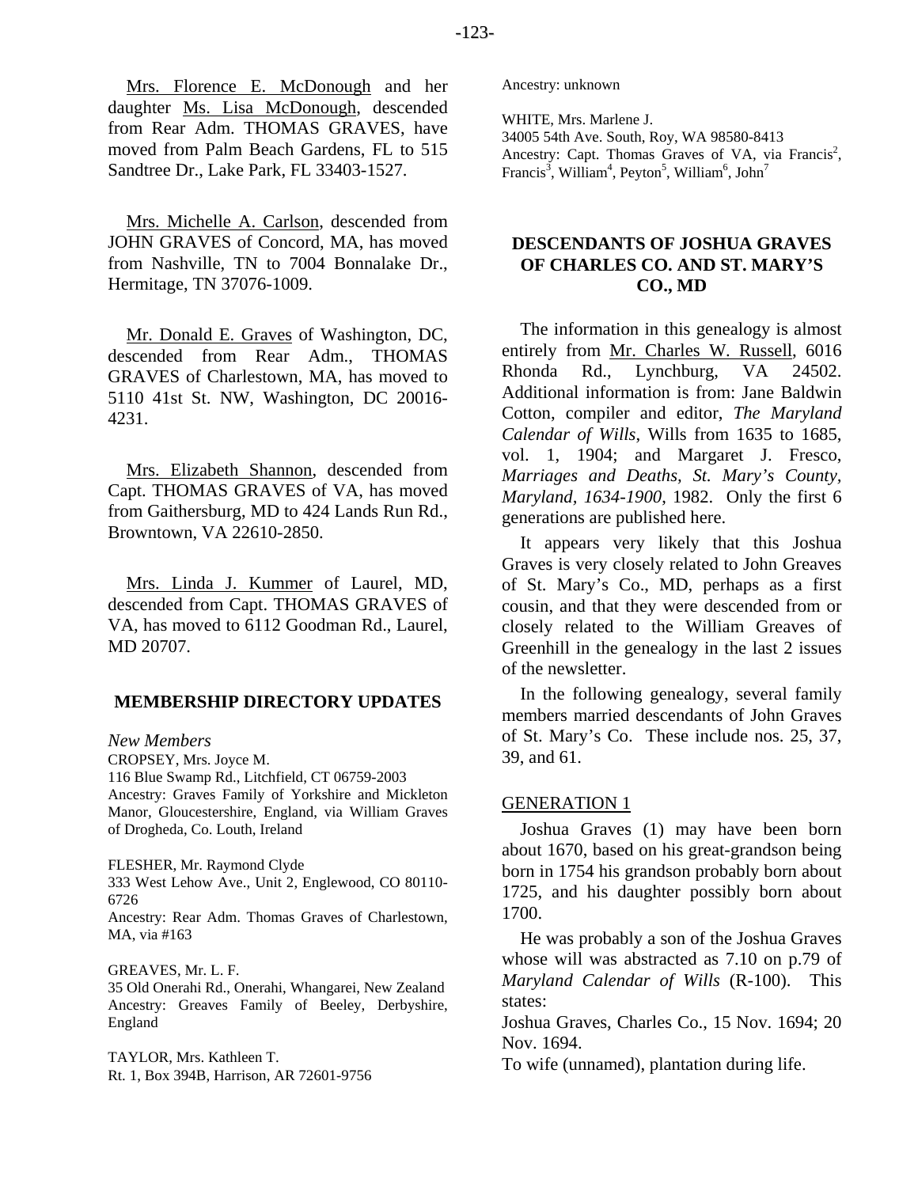Mrs. Florence E. McDonough and her daughter Ms. Lisa McDonough, descended from Rear Adm. THOMAS GRAVES, have moved from Palm Beach Gardens, FL to 515 Sandtree Dr., Lake Park, FL 33403-1527.

Mrs. Michelle A. Carlson, descended from JOHN GRAVES of Concord, MA, has moved from Nashville, TN to 7004 Bonnalake Dr., Hermitage, TN 37076-1009.

Mr. Donald E. Graves of Washington, DC, descended from Rear Adm., THOMAS GRAVES of Charlestown, MA, has moved to 5110 41st St. NW, Washington, DC 20016-4231.

Mrs. Elizabeth Shannon, descended from Capt. THOMAS GRAVES of VA, has moved from Gaithersburg, MD to 424 Lands Run Rd., Browntown, VA 22610-2850.

Mrs. Linda J. Kummer of Laurel, MD, descended from Capt. THOMAS GRAVES of VA, has moved to 6112 Goodman Rd., Laurel, MD 20707.

## MEMBERSHIP DIRECTORY UPDATES

*New Members*

CROPSEY, Mrs. Joyce M.
116 Blue Swamp Rd., Litchfield, CT 06759-2003
Ancestry: Graves Family of Yorkshire and Mickleton Manor, Gloucestershire, England, via William Graves of Drogheda, Co. Louth, Ireland

FLESHER, Mr. Raymond Clyde
333 West Lehow Ave., Unit 2, Englewood, CO 80110-6726
Ancestry: Rear Adm. Thomas Graves of Charlestown, MA, via #163

GREAVES, Mr. L. F.
35 Old Onerahi Rd., Onerahi, Whangarei, New Zealand
Ancestry: Greaves Family of Beeley, Derbyshire, England

TAYLOR, Mrs. Kathleen T.
Rt. 1, Box 394B, Harrison, AR 72601-9756
Ancestry: unknown

WHITE, Mrs. Marlene J.
34005 54th Ave. South, Roy, WA 98580-8413
Ancestry: Capt. Thomas Graves of VA, via Francis[2], Francis[3], William[4], Peyton[5], William[6], John[7]

## DESCENDANTS OF JOSHUA GRAVES OF CHARLES CO. AND ST. MARY'S CO., MD

The information in this genealogy is almost entirely from Mr. Charles W. Russell, 6016 Rhonda Rd., Lynchburg, VA 24502. Additional information is from: Jane Baldwin Cotton, compiler and editor, *The Maryland Calendar of Wills*, Wills from 1635 to 1685, vol. 1, 1904; and Margaret J. Fresco, *Marriages and Deaths, St. Mary's County, Maryland, 1634-1900*, 1982. Only the first 6 generations are published here.

It appears very likely that this Joshua Graves is very closely related to John Greaves of St. Mary's Co., MD, perhaps as a first cousin, and that they were descended from or closely related to the William Greaves of Greenhill in the genealogy in the last 2 issues of the newsletter.

In the following genealogy, several family members married descendants of John Graves of St. Mary's Co. These include nos. 25, 37, 39, and 61.

### GENERATION 1

Joshua Graves (1) may have been born about 1670, based on his great-grandson being born in 1754 his grandson probably born about 1725, and his daughter possibly born about 1700.

He was probably a son of the Joshua Graves whose will was abstracted as 7.10 on p.79 of *Maryland Calendar of Wills* (R-100). This states:

Joshua Graves, Charles Co., 15 Nov. 1694; 20 Nov. 1694.

To wife (unnamed), plantation during life.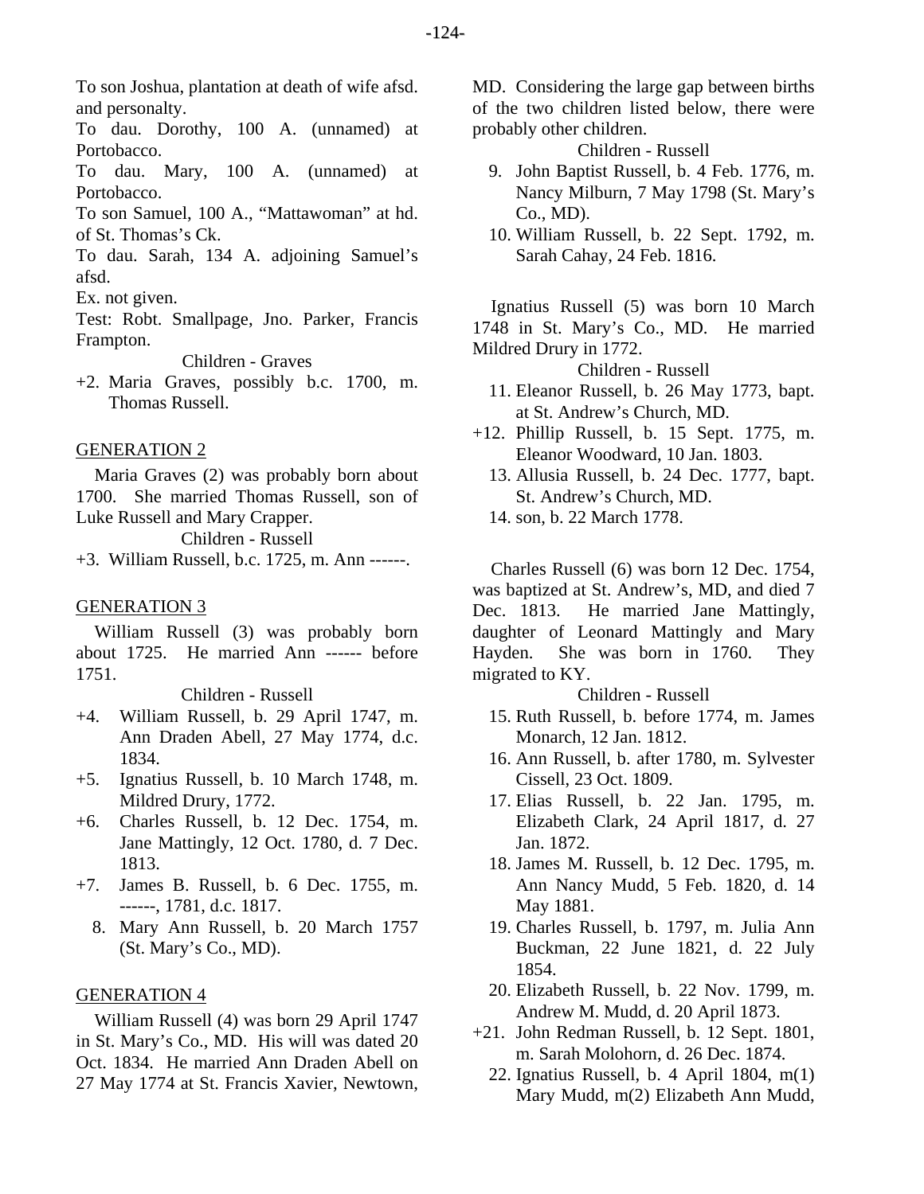To son Joshua, plantation at death of wife afsd. and personalty.

To dau. Dorothy, 100 A. (unnamed) at Portobacco.

To dau. Mary, 100 A. (unnamed) at Portobacco.

To son Samuel, 100 A., "Mattawoman" at hd. of St. Thomas's Ck.

To dau. Sarah, 134 A. adjoining Samuel's afsd.

Ex. not given.

Test: Robt. Smallpage, Jno. Parker, Francis Frampton.

Children - Graves

+2. Maria Graves, possibly b.c. 1700, m. Thomas Russell.

## GENERATION 2

Maria Graves (2) was probably born about 1700. She married Thomas Russell, son of Luke Russell and Mary Crapper.

Children - Russell

+3. William Russell, b.c. 1725, m. Ann ------.

## GENERATION 3

William Russell (3) was probably born about 1725. He married Ann ------ before 1751.

Children - Russell

+4. William Russell, b. 29 April 1747, m. Ann Draden Abell, 27 May 1774, d.c. 1834.
+5. Ignatius Russell, b. 10 March 1748, m. Mildred Drury, 1772.
+6. Charles Russell, b. 12 Dec. 1754, m. Jane Mattingly, 12 Oct. 1780, d. 7 Dec. 1813.
+7. James B. Russell, b. 6 Dec. 1755, m. ------, 1781, d.c. 1817.
8. Mary Ann Russell, b. 20 March 1757 (St. Mary's Co., MD).

## GENERATION 4

William Russell (4) was born 29 April 1747 in St. Mary's Co., MD. His will was dated 20 Oct. 1834. He married Ann Draden Abell on 27 May 1774 at St. Francis Xavier, Newtown, MD. Considering the large gap between births of the two children listed below, there were probably other children.

Children - Russell

9. John Baptist Russell, b. 4 Feb. 1776, m. Nancy Milburn, 7 May 1798 (St. Mary's Co., MD).
10. William Russell, b. 22 Sept. 1792, m. Sarah Cahay, 24 Feb. 1816.

Ignatius Russell (5) was born 10 March 1748 in St. Mary's Co., MD. He married Mildred Drury in 1772.

Children - Russell

11. Eleanor Russell, b. 26 May 1773, bapt. at St. Andrew's Church, MD.
+12. Phillip Russell, b. 15 Sept. 1775, m. Eleanor Woodward, 10 Jan. 1803.
13. Allusia Russell, b. 24 Dec. 1777, bapt. St. Andrew's Church, MD.
14. son, b. 22 March 1778.

Charles Russell (6) was born 12 Dec. 1754, was baptized at St. Andrew's, MD, and died 7 Dec. 1813. He married Jane Mattingly, daughter of Leonard Mattingly and Mary Hayden. She was born in 1760. They migrated to KY.

Children - Russell

15. Ruth Russell, b. before 1774, m. James Monarch, 12 Jan. 1812.
16. Ann Russell, b. after 1780, m. Sylvester Cissell, 23 Oct. 1809.
17. Elias Russell, b. 22 Jan. 1795, m. Elizabeth Clark, 24 April 1817, d. 27 Jan. 1872.
18. James M. Russell, b. 12 Dec. 1795, m. Ann Nancy Mudd, 5 Feb. 1820, d. 14 May 1881.
19. Charles Russell, b. 1797, m. Julia Ann Buckman, 22 June 1821, d. 22 July 1854.
20. Elizabeth Russell, b. 22 Nov. 1799, m. Andrew M. Mudd, d. 20 April 1873.
+21. John Redman Russell, b. 12 Sept. 1801, m. Sarah Molohorn, d. 26 Dec. 1874.
22. Ignatius Russell, b. 4 April 1804, m(1) Mary Mudd, m(2) Elizabeth Ann Mudd,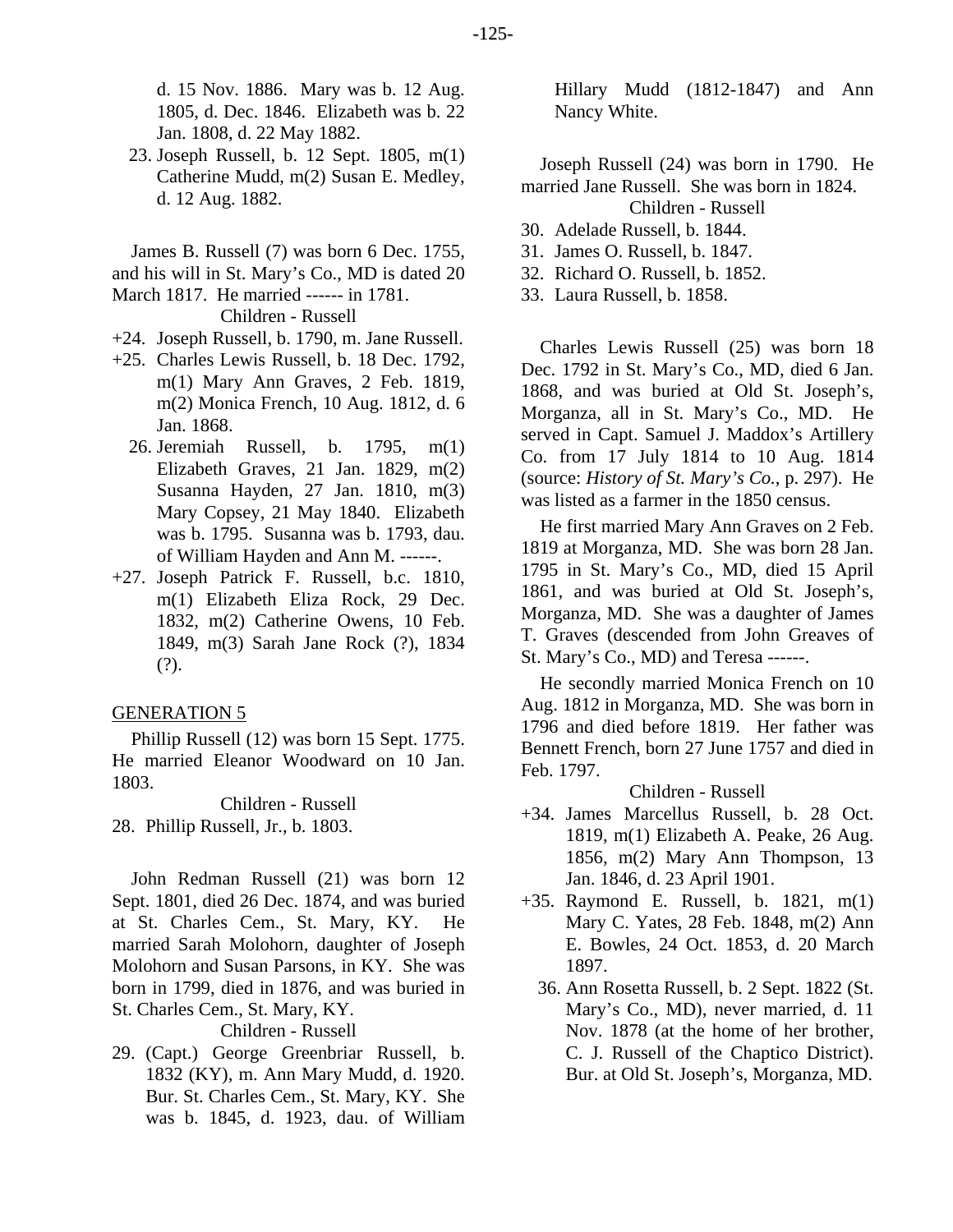d. 15 Nov. 1886. Mary was b. 12 Aug. 1805, d. Dec. 1846. Elizabeth was b. 22 Jan. 1808, d. 22 May 1882.

23. Joseph Russell, b. 12 Sept. 1805, m(1) Catherine Mudd, m(2) Susan E. Medley, d. 12 Aug. 1882.

James B. Russell (7) was born 6 Dec. 1755, and his will in St. Mary's Co., MD is dated 20 March 1817. He married ------ in 1781.

Children - Russell

+24. Joseph Russell, b. 1790, m. Jane Russell.

+25. Charles Lewis Russell, b. 18 Dec. 1792, m(1) Mary Ann Graves, 2 Feb. 1819, m(2) Monica French, 10 Aug. 1812, d. 6 Jan. 1868.

26. Jeremiah Russell, b. 1795, m(1) Elizabeth Graves, 21 Jan. 1829, m(2) Susanna Hayden, 27 Jan. 1810, m(3) Mary Copsey, 21 May 1840. Elizabeth was b. 1795. Susanna was b. 1793, dau. of William Hayden and Ann M. ------.

+27. Joseph Patrick F. Russell, b.c. 1810, m(1) Elizabeth Eliza Rock, 29 Dec. 1832, m(2) Catherine Owens, 10 Feb. 1849, m(3) Sarah Jane Rock (?), 1834 (?).

## GENERATION 5

Phillip Russell (12) was born 15 Sept. 1775. He married Eleanor Woodward on 10 Jan. 1803.

Children - Russell

28. Phillip Russell, Jr., b. 1803.

John Redman Russell (21) was born 12 Sept. 1801, died 26 Dec. 1874, and was buried at St. Charles Cem., St. Mary, KY. He married Sarah Molohorn, daughter of Joseph Molohorn and Susan Parsons, in KY. She was born in 1799, died in 1876, and was buried in St. Charles Cem., St. Mary, KY.

Children - Russell

29. (Capt.) George Greenbriar Russell, b. 1832 (KY), m. Ann Mary Mudd, d. 1920. Bur. St. Charles Cem., St. Mary, KY. She was b. 1845, d. 1923, dau. of William Hillary Mudd (1812-1847) and Ann Nancy White.

Joseph Russell (24) was born in 1790. He married Jane Russell. She was born in 1824.

Children - Russell

30. Adelade Russell, b. 1844.
31. James O. Russell, b. 1847.
32. Richard O. Russell, b. 1852.
33. Laura Russell, b. 1858.

Charles Lewis Russell (25) was born 18 Dec. 1792 in St. Mary's Co., MD, died 6 Jan. 1868, and was buried at Old St. Joseph's, Morganza, all in St. Mary's Co., MD. He served in Capt. Samuel J. Maddox's Artillery Co. from 17 July 1814 to 10 Aug. 1814 (source: *History of St. Mary's Co.*, p. 297). He was listed as a farmer in the 1850 census.

He first married Mary Ann Graves on 2 Feb. 1819 at Morganza, MD. She was born 28 Jan. 1795 in St. Mary's Co., MD, died 15 April 1861, and was buried at Old St. Joseph's, Morganza, MD. She was a daughter of James T. Graves (descended from John Greaves of St. Mary's Co., MD) and Teresa ------.

He secondly married Monica French on 10 Aug. 1812 in Morganza, MD. She was born in 1796 and died before 1819. Her father was Bennett French, born 27 June 1757 and died in Feb. 1797.

Children - Russell

+34. James Marcellus Russell, b. 28 Oct. 1819, m(1) Elizabeth A. Peake, 26 Aug. 1856, m(2) Mary Ann Thompson, 13 Jan. 1846, d. 23 April 1901.

+35. Raymond E. Russell, b. 1821, m(1) Mary C. Yates, 28 Feb. 1848, m(2) Ann E. Bowles, 24 Oct. 1853, d. 20 March 1897.

36. Ann Rosetta Russell, b. 2 Sept. 1822 (St. Mary's Co., MD), never married, d. 11 Nov. 1878 (at the home of her brother, C. J. Russell of the Chaptico District). Bur. at Old St. Joseph's, Morganza, MD.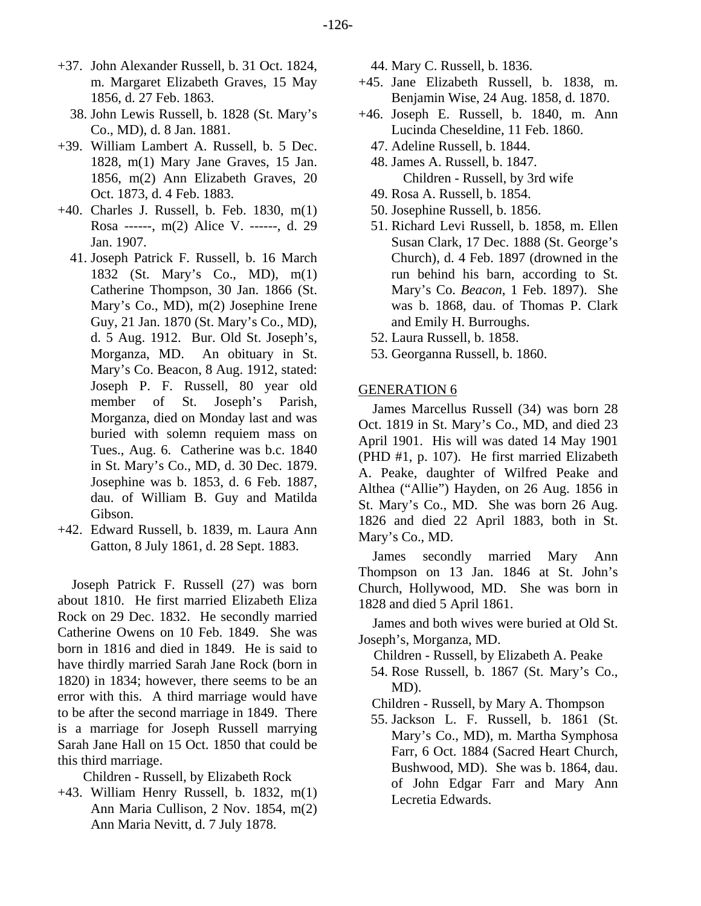+37. John Alexander Russell, b. 31 Oct. 1824, m. Margaret Elizabeth Graves, 15 May 1856, d. 27 Feb. 1863.

38. John Lewis Russell, b. 1828 (St. Mary's Co., MD), d. 8 Jan. 1881.

+39. William Lambert A. Russell, b. 5 Dec. 1828, m(1) Mary Jane Graves, 15 Jan. 1856, m(2) Ann Elizabeth Graves, 20 Oct. 1873, d. 4 Feb. 1883.

+40. Charles J. Russell, b. Feb. 1830, m(1) Rosa ------, m(2) Alice V. ------, d. 29 Jan. 1907.

41. Joseph Patrick F. Russell, b. 16 March 1832 (St. Mary's Co., MD), m(1) Catherine Thompson, 30 Jan. 1866 (St. Mary's Co., MD), m(2) Josephine Irene Guy, 21 Jan. 1870 (St. Mary's Co., MD), d. 5 Aug. 1912. Bur. Old St. Joseph's, Morganza, MD. An obituary in St. Mary's Co. Beacon, 8 Aug. 1912, stated: Joseph P. F. Russell, 80 year old member of St. Joseph's Parish, Morganza, died on Monday last and was buried with solemn requiem mass on Tues., Aug. 6. Catherine was b.c. 1840 in St. Mary's Co., MD, d. 30 Dec. 1879. Josephine was b. 1853, d. 6 Feb. 1887, dau. of William B. Guy and Matilda Gibson.

+42. Edward Russell, b. 1839, m. Laura Ann Gatton, 8 July 1861, d. 28 Sept. 1883.

Joseph Patrick F. Russell (27) was born about 1810. He first married Elizabeth Eliza Rock on 29 Dec. 1832. He secondly married Catherine Owens on 10 Feb. 1849. She was born in 1816 and died in 1849. He is said to have thirdly married Sarah Jane Rock (born in 1820) in 1834; however, there seems to be an error with this. A third marriage would have to be after the second marriage in 1849. There is a marriage for Joseph Russell marrying Sarah Jane Hall on 15 Oct. 1850 that could be this third marriage.

Children - Russell, by Elizabeth Rock

+43. William Henry Russell, b. 1832, m(1) Ann Maria Cullison, 2 Nov. 1854, m(2) Ann Maria Nevitt, d. 7 July 1878.

44. Mary C. Russell, b. 1836.

+45. Jane Elizabeth Russell, b. 1838, m. Benjamin Wise, 24 Aug. 1858, d. 1870.

+46. Joseph E. Russell, b. 1840, m. Ann Lucinda Cheseldine, 11 Feb. 1860.

47. Adeline Russell, b. 1844.

48. James A. Russell, b. 1847.

Children - Russell, by 3rd wife

49. Rosa A. Russell, b. 1854.

50. Josephine Russell, b. 1856.

51. Richard Levi Russell, b. 1858, m. Ellen Susan Clark, 17 Dec. 1888 (St. George's Church), d. 4 Feb. 1897 (drowned in the run behind his barn, according to St. Mary's Co. *Beacon*, 1 Feb. 1897). She was b. 1868, dau. of Thomas P. Clark and Emily H. Burroughs.

52. Laura Russell, b. 1858.

53. Georganna Russell, b. 1860.

## GENERATION 6

James Marcellus Russell (34) was born 28 Oct. 1819 in St. Mary's Co., MD, and died 23 April 1901. His will was dated 14 May 1901 (PHD #1, p. 107). He first married Elizabeth A. Peake, daughter of Wilfred Peake and Althea ("Allie") Hayden, on 26 Aug. 1856 in St. Mary's Co., MD. She was born 26 Aug. 1826 and died 22 April 1883, both in St. Mary's Co., MD.

James secondly married Mary Ann Thompson on 13 Jan. 1846 at St. John's Church, Hollywood, MD. She was born in 1828 and died 5 April 1861.

James and both wives were buried at Old St. Joseph's, Morganza, MD.

Children - Russell, by Elizabeth A. Peake

54. Rose Russell, b. 1867 (St. Mary's Co., MD).

Children - Russell, by Mary A. Thompson

55. Jackson L. F. Russell, b. 1861 (St. Mary's Co., MD), m. Martha Symphosa Farr, 6 Oct. 1884 (Sacred Heart Church, Bushwood, MD). She was b. 1864, dau. of John Edgar Farr and Mary Ann Lecretia Edwards.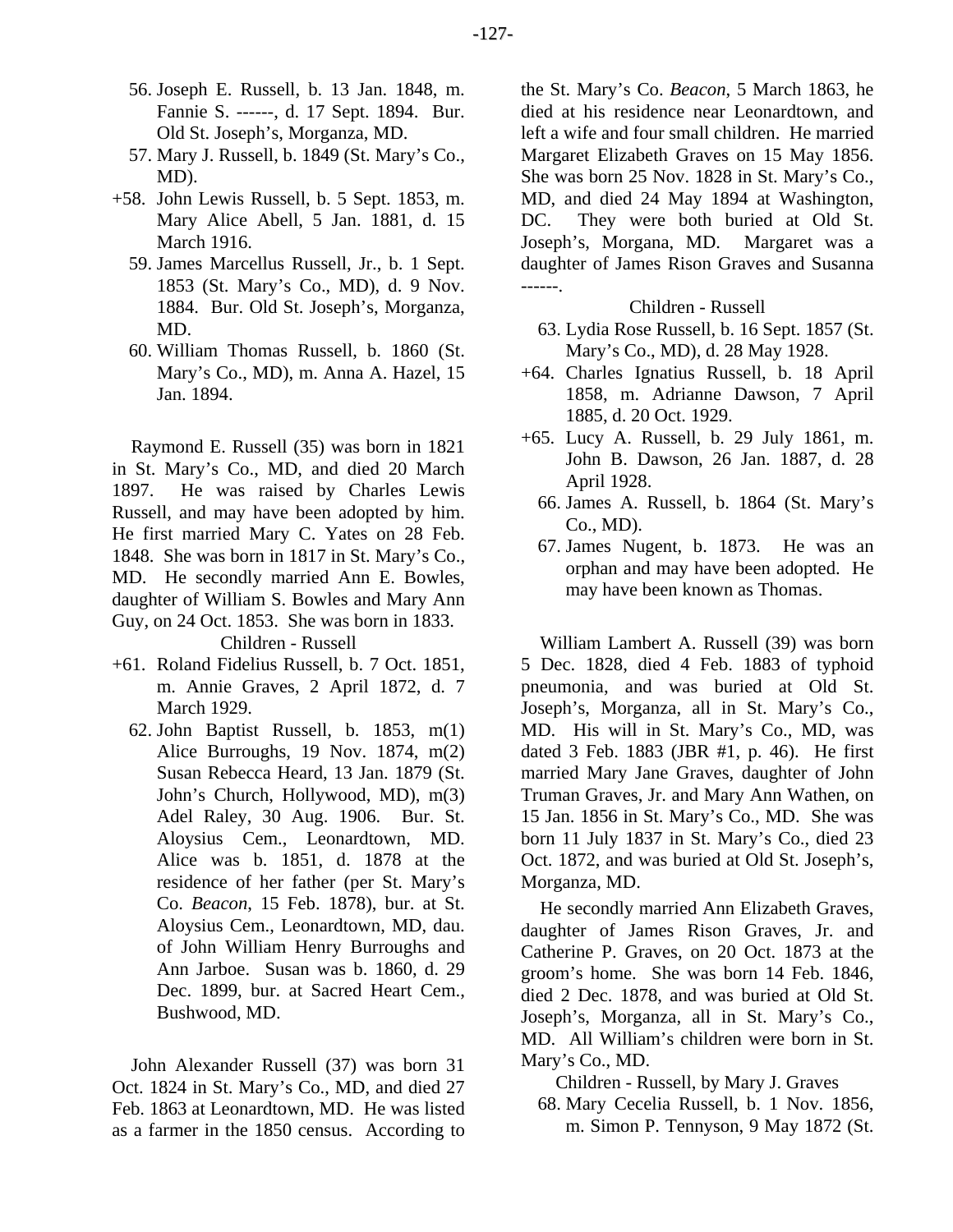56. Joseph E. Russell, b. 13 Jan. 1848, m. Fannie S. ------, d. 17 Sept. 1894. Bur. Old St. Joseph's, Morganza, MD.
57. Mary J. Russell, b. 1849 (St. Mary's Co., MD).

+58. John Lewis Russell, b. 5 Sept. 1853, m. Mary Alice Abell, 5 Jan. 1881, d. 15 March 1916.

59. James Marcellus Russell, Jr., b. 1 Sept. 1853 (St. Mary's Co., MD), d. 9 Nov. 1884. Bur. Old St. Joseph's, Morganza, MD.
60. William Thomas Russell, b. 1860 (St. Mary's Co., MD), m. Anna A. Hazel, 15 Jan. 1894.

Raymond E. Russell (35) was born in 1821 in St. Mary's Co., MD, and died 20 March 1897. He was raised by Charles Lewis Russell, and may have been adopted by him. He first married Mary C. Yates on 28 Feb. 1848. She was born in 1817 in St. Mary's Co., MD. He secondly married Ann E. Bowles, daughter of William S. Bowles and Mary Ann Guy, on 24 Oct. 1853. She was born in 1833.

Children - Russell

+61. Roland Fidelius Russell, b. 7 Oct. 1851, m. Annie Graves, 2 April 1872, d. 7 March 1929.

62. John Baptist Russell, b. 1853, m(1) Alice Burroughs, 19 Nov. 1874, m(2) Susan Rebecca Heard, 13 Jan. 1879 (St. John's Church, Hollywood, MD), m(3) Adel Raley, 30 Aug. 1906. Bur. St. Aloysius Cem., Leonardtown, MD. Alice was b. 1851, d. 1878 at the residence of her father (per St. Mary's Co. *Beacon*, 15 Feb. 1878), bur. at St. Aloysius Cem., Leonardtown, MD, dau. of John William Henry Burroughs and Ann Jarboe. Susan was b. 1860, d. 29 Dec. 1899, bur. at Sacred Heart Cem., Bushwood, MD.

John Alexander Russell (37) was born 31 Oct. 1824 in St. Mary's Co., MD, and died 27 Feb. 1863 at Leonardtown, MD. He was listed as a farmer in the 1850 census. According to the St. Mary's Co. *Beacon*, 5 March 1863, he died at his residence near Leonardtown, and left a wife and four small children. He married Margaret Elizabeth Graves on 15 May 1856. She was born 25 Nov. 1828 in St. Mary's Co., MD, and died 24 May 1894 at Washington, DC. They were both buried at Old St. Joseph's, Morgana, MD. Margaret was a daughter of James Rison Graves and Susanna ------.

Children - Russell

63. Lydia Rose Russell, b. 16 Sept. 1857 (St. Mary's Co., MD), d. 28 May 1928.

+64. Charles Ignatius Russell, b. 18 April 1858, m. Adrianne Dawson, 7 April 1885, d. 20 Oct. 1929.

+65. Lucy A. Russell, b. 29 July 1861, m. John B. Dawson, 26 Jan. 1887, d. 28 April 1928.

66. James A. Russell, b. 1864 (St. Mary's Co., MD).
67. James Nugent, b. 1873. He was an orphan and may have been adopted. He may have been known as Thomas.

William Lambert A. Russell (39) was born 5 Dec. 1828, died 4 Feb. 1883 of typhoid pneumonia, and was buried at Old St. Joseph's, Morganza, all in St. Mary's Co., MD. His will in St. Mary's Co., MD, was dated 3 Feb. 1883 (JBR #1, p. 46). He first married Mary Jane Graves, daughter of John Truman Graves, Jr. and Mary Ann Wathen, on 15 Jan. 1856 in St. Mary's Co., MD. She was born 11 July 1837 in St. Mary's Co., died 23 Oct. 1872, and was buried at Old St. Joseph's, Morganza, MD.

He secondly married Ann Elizabeth Graves, daughter of James Rison Graves, Jr. and Catherine P. Graves, on 20 Oct. 1873 at the groom's home. She was born 14 Feb. 1846, died 2 Dec. 1878, and was buried at Old St. Joseph's, Morganza, all in St. Mary's Co., MD. All William's children were born in St. Mary's Co., MD.

Children - Russell, by Mary J. Graves

68. Mary Cecelia Russell, b. 1 Nov. 1856, m. Simon P. Tennyson, 9 May 1872 (St.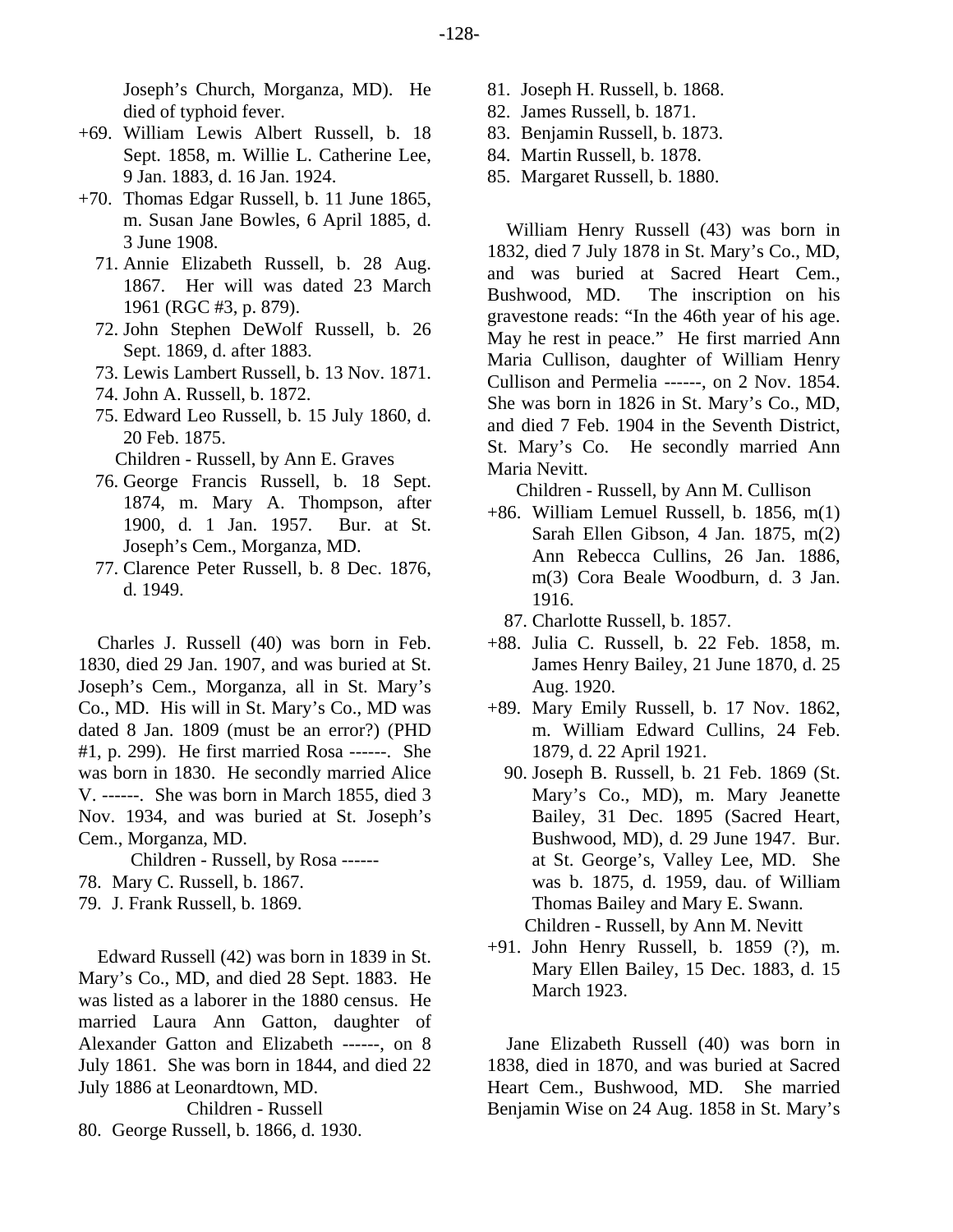Joseph's Church, Morganza, MD). He died of typhoid fever.

+69. William Lewis Albert Russell, b. 18 Sept. 1858, m. Willie L. Catherine Lee, 9 Jan. 1883, d. 16 Jan. 1924.

+70. Thomas Edgar Russell, b. 11 June 1865, m. Susan Jane Bowles, 6 April 1885, d. 3 June 1908.

71. Annie Elizabeth Russell, b. 28 Aug. 1867. Her will was dated 23 March 1961 (RGC #3, p. 879).

72. John Stephen DeWolf Russell, b. 26 Sept. 1869, d. after 1883.

73. Lewis Lambert Russell, b. 13 Nov. 1871.

74. John A. Russell, b. 1872.

75. Edward Leo Russell, b. 15 July 1860, d. 20 Feb. 1875.

Children - Russell, by Ann E. Graves

76. George Francis Russell, b. 18 Sept. 1874, m. Mary A. Thompson, after 1900, d. 1 Jan. 1957. Bur. at St. Joseph's Cem., Morganza, MD.

77. Clarence Peter Russell, b. 8 Dec. 1876, d. 1949.

Charles J. Russell (40) was born in Feb. 1830, died 29 Jan. 1907, and was buried at St. Joseph's Cem., Morganza, all in St. Mary's Co., MD. His will in St. Mary's Co., MD was dated 8 Jan. 1809 (must be an error?) (PHD #1, p. 299). He first married Rosa ------. She was born in 1830. He secondly married Alice V. ------. She was born in March 1855, died 3 Nov. 1934, and was buried at St. Joseph's Cem., Morganza, MD.

Children - Russell, by Rosa ------

78. Mary C. Russell, b. 1867.

79. J. Frank Russell, b. 1869.

Edward Russell (42) was born in 1839 in St. Mary's Co., MD, and died 28 Sept. 1883. He was listed as a laborer in the 1880 census. He married Laura Ann Gatton, daughter of Alexander Gatton and Elizabeth ------, on 8 July 1861. She was born in 1844, and died 22 July 1886 at Leonardtown, MD.

Children - Russell

80. George Russell, b. 1866, d. 1930.

81. Joseph H. Russell, b. 1868.

82. James Russell, b. 1871.

83. Benjamin Russell, b. 1873.

84. Martin Russell, b. 1878.

85. Margaret Russell, b. 1880.

William Henry Russell (43) was born in 1832, died 7 July 1878 in St. Mary's Co., MD, and was buried at Sacred Heart Cem., Bushwood, MD. The inscription on his gravestone reads: "In the 46th year of his age. May he rest in peace." He first married Ann Maria Cullison, daughter of William Henry Cullison and Permelia ------, on 2 Nov. 1854. She was born in 1826 in St. Mary's Co., MD, and died 7 Feb. 1904 in the Seventh District, St. Mary's Co. He secondly married Ann Maria Nevitt.

Children - Russell, by Ann M. Cullison

+86. William Lemuel Russell, b. 1856, m(1) Sarah Ellen Gibson, 4 Jan. 1875, m(2) Ann Rebecca Cullins, 26 Jan. 1886, m(3) Cora Beale Woodburn, d. 3 Jan. 1916.

87. Charlotte Russell, b. 1857.

+88. Julia C. Russell, b. 22 Feb. 1858, m. James Henry Bailey, 21 June 1870, d. 25 Aug. 1920.

+89. Mary Emily Russell, b. 17 Nov. 1862, m. William Edward Cullins, 24 Feb. 1879, d. 22 April 1921.

90. Joseph B. Russell, b. 21 Feb. 1869 (St. Mary's Co., MD), m. Mary Jeanette Bailey, 31 Dec. 1895 (Sacred Heart, Bushwood, MD), d. 29 June 1947. Bur. at St. George's, Valley Lee, MD. She was b. 1875, d. 1959, dau. of William Thomas Bailey and Mary E. Swann.

Children - Russell, by Ann M. Nevitt

+91. John Henry Russell, b. 1859 (?), m. Mary Ellen Bailey, 15 Dec. 1883, d. 15 March 1923.

Jane Elizabeth Russell (40) was born in 1838, died in 1870, and was buried at Sacred Heart Cem., Bushwood, MD. She married Benjamin Wise on 24 Aug. 1858 in St. Mary's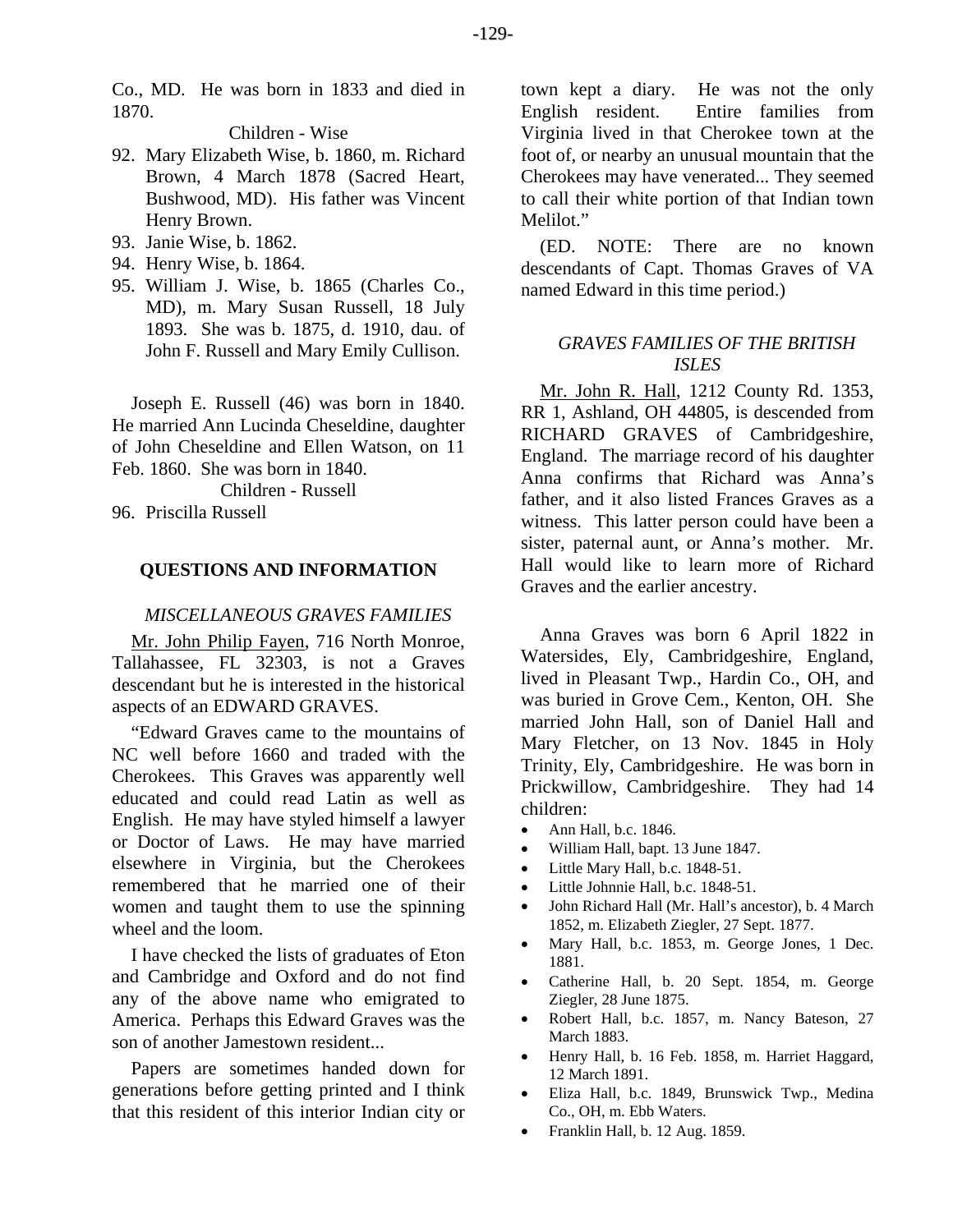Co., MD. He was born in 1833 and died in 1870.

Children - Wise

92. Mary Elizabeth Wise, b. 1860, m. Richard Brown, 4 March 1878 (Sacred Heart, Bushwood, MD). His father was Vincent Henry Brown.
93. Janie Wise, b. 1862.
94. Henry Wise, b. 1864.
95. William J. Wise, b. 1865 (Charles Co., MD), m. Mary Susan Russell, 18 July 1893. She was b. 1875, d. 1910, dau. of John F. Russell and Mary Emily Cullison.

Joseph E. Russell (46) was born in 1840. He married Ann Lucinda Cheseldine, daughter of John Cheseldine and Ellen Watson, on 11 Feb. 1860. She was born in 1840.

Children - Russell

96. Priscilla Russell

## QUESTIONS AND INFORMATION

### *MISCELLANEOUS GRAVES FAMILIES*

Mr. John Philip Fayen, 716 North Monroe, Tallahassee, FL 32303, is not a Graves descendant but he is interested in the historical aspects of an EDWARD GRAVES.

"Edward Graves came to the mountains of NC well before 1660 and traded with the Cherokees. This Graves was apparently well educated and could read Latin as well as English. He may have styled himself a lawyer or Doctor of Laws. He may have married elsewhere in Virginia, but the Cherokees remembered that he married one of their women and taught them to use the spinning wheel and the loom.

I have checked the lists of graduates of Eton and Cambridge and Oxford and do not find any of the above name who emigrated to America. Perhaps this Edward Graves was the son of another Jamestown resident...

Papers are sometimes handed down for generations before getting printed and I think that this resident of this interior Indian city or town kept a diary. He was not the only English resident. Entire families from Virginia lived in that Cherokee town at the foot of, or nearby an unusual mountain that the Cherokees may have venerated... They seemed to call their white portion of that Indian town Melilot."

(ED. NOTE: There are no known descendants of Capt. Thomas Graves of VA named Edward in this time period.)

### *GRAVES FAMILIES OF THE BRITISH ISLES*

Mr. John R. Hall, 1212 County Rd. 1353, RR 1, Ashland, OH 44805, is descended from RICHARD GRAVES of Cambridgeshire, England. The marriage record of his daughter Anna confirms that Richard was Anna's father, and it also listed Frances Graves as a witness. This latter person could have been a sister, paternal aunt, or Anna's mother. Mr. Hall would like to learn more of Richard Graves and the earlier ancestry.

Anna Graves was born 6 April 1822 in Watersides, Ely, Cambridgeshire, England, lived in Pleasant Twp., Hardin Co., OH, and was buried in Grove Cem., Kenton, OH. She married John Hall, son of Daniel Hall and Mary Fletcher, on 13 Nov. 1845 in Holy Trinity, Ely, Cambridgeshire. He was born in Prickwillow, Cambridgeshire. They had 14 children:

- Ann Hall, b.c. 1846.
- William Hall, bapt. 13 June 1847.
- Little Mary Hall, b.c. 1848-51.
- Little Johnnie Hall, b.c. 1848-51.
- John Richard Hall (Mr. Hall's ancestor), b. 4 March 1852, m. Elizabeth Ziegler, 27 Sept. 1877.
- Mary Hall, b.c. 1853, m. George Jones, 1 Dec. 1881.
- Catherine Hall, b. 20 Sept. 1854, m. George Ziegler, 28 June 1875.
- Robert Hall, b.c. 1857, m. Nancy Bateson, 27 March 1883.
- Henry Hall, b. 16 Feb. 1858, m. Harriet Haggard, 12 March 1891.
- Eliza Hall, b.c. 1849, Brunswick Twp., Medina Co., OH, m. Ebb Waters.
- Franklin Hall, b. 12 Aug. 1859.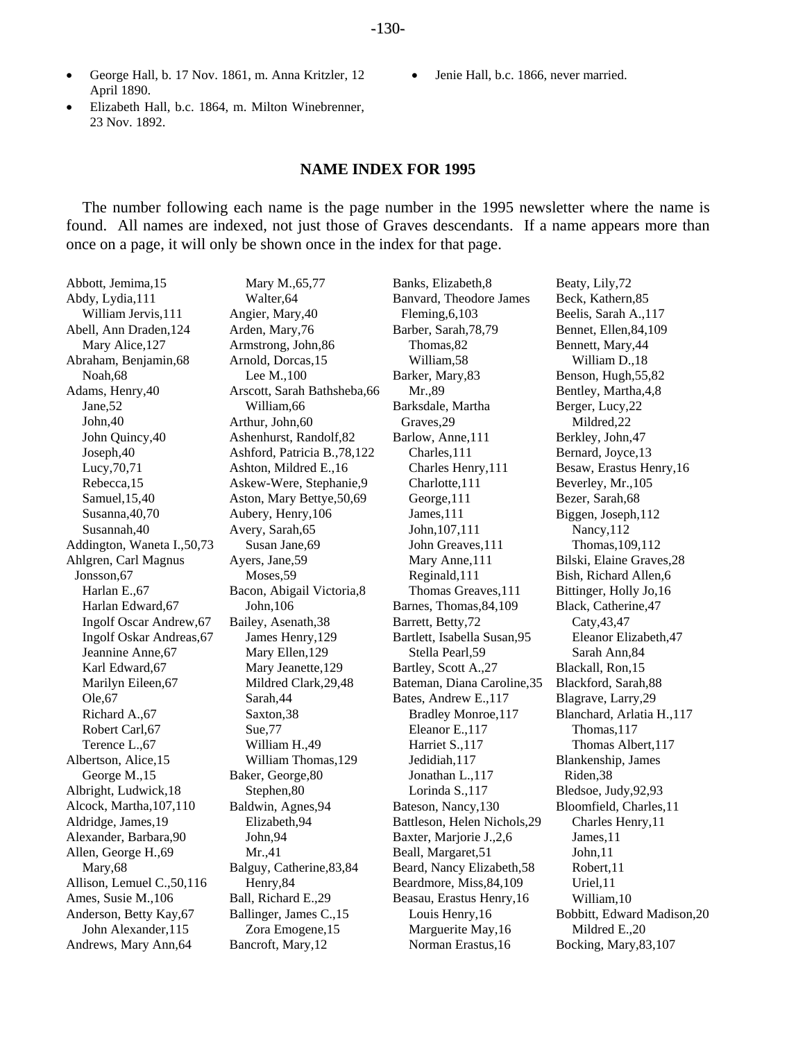- George Hall, b. 17 Nov. 1861, m. Anna Kritzler, 12 April 1890.
- Elizabeth Hall, b.c. 1864, m. Milton Winebrenner, 23 Nov. 1892.
- Jenie Hall, b.c. 1866, never married.

## NAME INDEX FOR 1995

The number following each name is the page number in the 1995 newsletter where the name is found. All names are indexed, not just those of Graves descendants. If a name appears more than once on a page, it will only be shown once in the index for that page.

Abbott, Jemima,15
Abdy, Lydia,111
  William Jervis,111
Abell, Ann Draden,124
  Mary Alice,127
Abraham, Benjamin,68
  Noah,68
Adams, Henry,40
  Jane,52
  John,40
  John Quincy,40
  Joseph,40
  Lucy,70,71
  Rebecca,15
  Samuel,15,40
  Susanna,40,70
  Susannah,40
Addington, Waneta I.,50,73
Ahlgren, Carl Magnus Jonsson,67
  Harlan E.,67
  Harlan Edward,67
  Ingolf Oscar Andrew,67
  Ingolf Oskar Andreas,67
  Jeannine Anne,67
  Karl Edward,67
  Marilyn Eileen,67
  Ole,67
  Richard A.,67
  Robert Carl,67
  Terence L.,67
Albertson, Alice,15
  George M.,15
Albright, Ludwick,18
Alcock, Martha,107,110
Aldridge, James,19
Alexander, Barbara,90
Allen, George H.,69
  Mary,68
Allison, Lemuel C.,50,116
Ames, Susie M.,106
Anderson, Betty Kay,67
  John Alexander,115
Andrews, Mary Ann,64
  Mary M.,65,77
  Walter,64
Angier, Mary,40
Arden, Mary,76
Armstrong, John,86
Arnold, Dorcas,15
  Lee M.,100
Arscott, Sarah Bathsheba,66
  William,66
Arthur, John,60
Ashenhurst, Randolf,82
Ashford, Patricia B.,78,122
Ashton, Mildred E.,16
Askew-Were, Stephanie,9
Aston, Mary Bettye,50,69
Aubery, Henry,106
Avery, Sarah,65
  Susan Jane,69
Ayers, Jane,59
  Moses,59
Bacon, Abigail Victoria,8
  John,106
Bailey, Asenath,38
  James Henry,129
  Mary Ellen,129
  Mary Jeanette,129
  Mildred Clark,29,48
  Sarah,44
  Saxton,38
  Sue,77
  William H.,49
  William Thomas,129
Baker, George,80
  Stephen,80
Baldwin, Agnes,94
  Elizabeth,94
  John,94
  Mr.,41
Balguy, Catherine,83,84
  Henry,84
Ball, Richard E.,29
Ballinger, James C.,15
  Zora Emogene,15
Bancroft, Mary,12
Banks, Elizabeth,8
Banvard, Theodore James Fleming,6,103
Barber, Sarah,78,79
  Thomas,82
  William,58
Barker, Mary,83
  Mr.,89
Barksdale, Martha Graves,29
Barlow, Anne,111
  Charles,111
  Charles Henry,111
  Charlotte,111
  George,111
  James,111
  John,107,111
  John Greaves,111
  Mary Anne,111
  Reginald,111
  Thomas Greaves,111
Barnes, Thomas,84,109
Barrett, Betty,72
Bartlett, Isabella Susan,95
  Stella Pearl,59
Bartley, Scott A.,27
Bateman, Diana Caroline,35
Bates, Andrew E.,117
  Bradley Monroe,117
  Eleanor E.,117
  Harriet S.,117
  Jedidiah,117
  Jonathan L.,117
  Lorinda S.,117
Bateson, Nancy,130
Battleson, Helen Nichols,29
Baxter, Marjorie J.,2,6
Beall, Margaret,51
Beard, Nancy Elizabeth,58
Beardmore, Miss,84,109
Beasau, Erastus Henry,16
  Louis Henry,16
  Marguerite May,16
  Norman Erastus,16
Beaty, Lily,72
Beck, Kathern,85
Beelis, Sarah A.,117
Bennet, Ellen,84,109
Bennett, Mary,44
  William D.,18
Benson, Hugh,55,82
Bentley, Martha,4,8
Berger, Lucy,22
  Mildred,22
Berkley, John,47
Bernard, Joyce,13
Besaw, Erastus Henry,16
Beverley, Mr.,105
Bezer, Sarah,68
Biggen, Joseph,112
  Nancy,112
  Thomas,109,112
Bilski, Elaine Graves,28
Bish, Richard Allen,6
Bittinger, Holly Jo,16
Black, Catherine,47
  Caty,43,47
  Eleanor Elizabeth,47
  Sarah Ann,84
Blackall, Ron,15
Blackford, Sarah,88
Blagrave, Larry,29
Blanchard, Arlatia H.,117
  Thomas,117
  Thomas Albert,117
Blankenship, James Riden,38
Bledsoe, Judy,92,93
Bloomfield, Charles,11
  Charles Henry,11
  James,11
  John,11
  Robert,11
  Uriel,11
  William,10
Bobbitt, Edward Madison,20
  Mildred E.,20
Bocking, Mary,83,107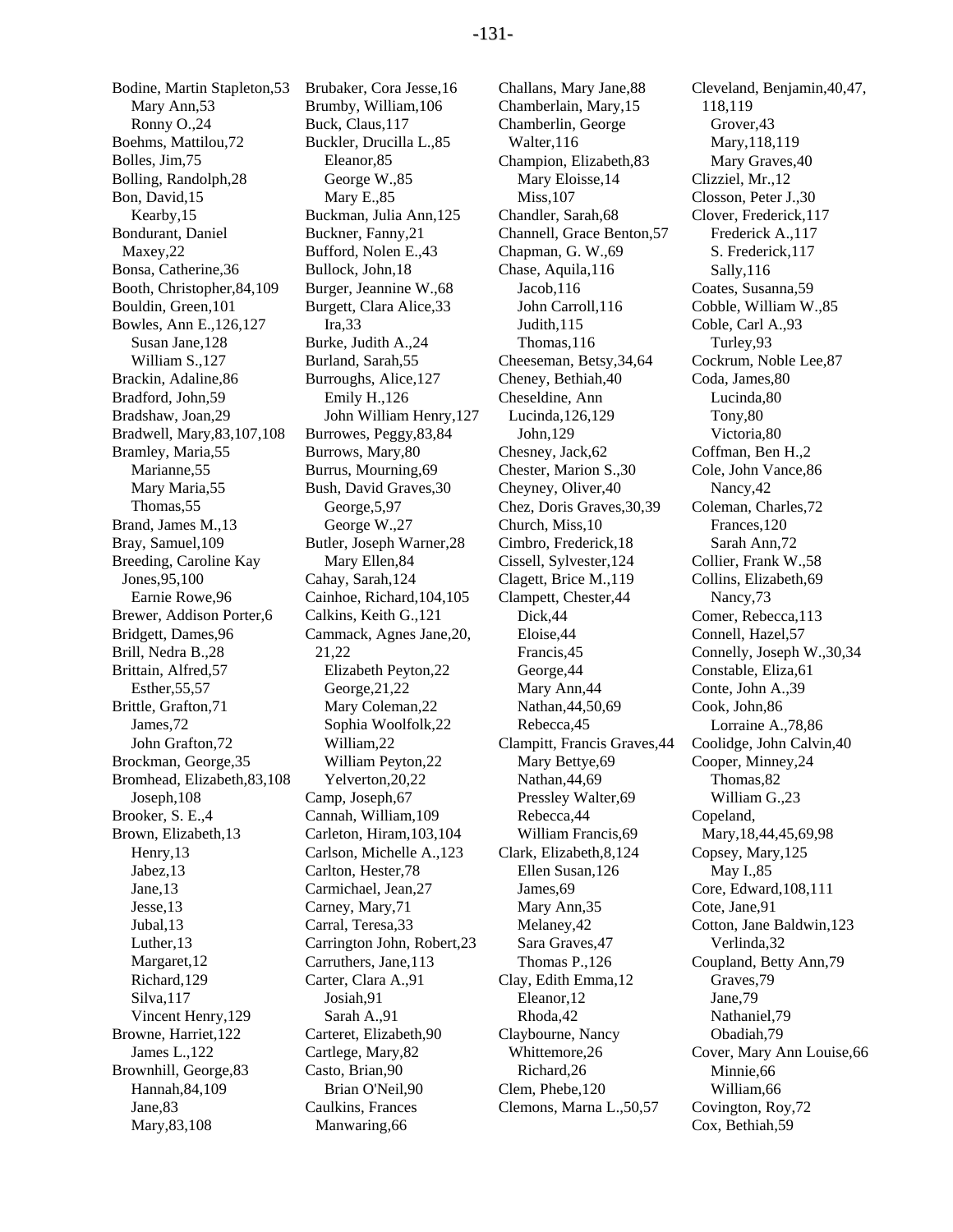Bodine, Martin Stapleton,53
    Mary Ann,53
    Ronny O.,24
Boehms, Mattilou,72
Bolles, Jim,75
Bolling, Randolph,28
Bon, David,15
    Kearby,15
Bondurant, Daniel
  Maxey,22
Bonsa, Catherine,36
Booth, Christopher,84,109
Bouldin, Green,101
Bowles, Ann E.,126,127
    Susan Jane,128
    William S.,127
Brackin, Adaline,86
Bradford, John,59
Bradshaw, Joan,29
Bradwell, Mary,83,107,108
Bramley, Maria,55
    Marianne,55
    Mary Maria,55
    Thomas,55
Brand, James M.,13
Bray, Samuel,109
Breeding, Caroline Kay
  Jones,95,100
    Earnie Rowe,96
Brewer, Addison Porter,6
Bridgett, Dames,96
Brill, Nedra B.,28
Brittain, Alfred,57
    Esther,55,57
Brittle, Grafton,71
    James,72
    John Grafton,72
Brockman, George,35
Bromhead, Elizabeth,83,108
    Joseph,108
Brooker, S. E.,4
Brown, Elizabeth,13
    Henry,13
    Jabez,13
    Jane,13
    Jesse,13
    Jubal,13
    Luther,13
    Margaret,12
    Richard,129
    Silva,117
    Vincent Henry,129
Browne, Harriet,122
    James L.,122
Brownhill, George,83
    Hannah,84,109
    Jane,83
    Mary,83,108
Brubaker, Cora Jesse,16
Brumby, William,106
Buck, Claus,117
Buckler, Drucilla L.,85
    Eleanor,85
    George W.,85
    Mary E.,85
Buckman, Julia Ann,125
Buckner, Fanny,21
Bufford, Nolen E.,43
Bullock, John,18
Burger, Jeannine W.,68
Burgett, Clara Alice,33
    Ira,33
Burke, Judith A.,24
Burland, Sarah,55
Burroughs, Alice,127
    Emily H.,126
    John William Henry,127
Burrowes, Peggy,83,84
Burrows, Mary,80
Burrus, Mourning,69
Bush, David Graves,30
    George,5,97
    George W.,27
Butler, Joseph Warner,28
    Mary Ellen,84
Cahay, Sarah,124
Cainhoe, Richard,104,105
Calkins, Keith G.,121
Cammack, Agnes Jane,20,
  21,22
    Elizabeth Peyton,22
    George,21,22
    Mary Coleman,22
    Sophia Woolfolk,22
    William,22
    William Peyton,22
    Yelverton,20,22
Camp, Joseph,67
Cannah, William,109
Carleton, Hiram,103,104
Carlson, Michelle A.,123
Carlton, Hester,78
Carmichael, Jean,27
Carney, Mary,71
Carral, Teresa,33
Carrington John, Robert,23
Carruthers, Jane,113
Carter, Clara A.,91
    Josiah,91
    Sarah A.,91
Carteret, Elizabeth,90
Cartlege, Mary,82
Casto, Brian,90
    Brian O'Neil,90
Caulkins, Frances
  Manwaring,66
Challans, Mary Jane,88
Chamberlain, Mary,15
Chamberlin, George
  Walter,116
Champion, Elizabeth,83
    Mary Eloisse,14
    Miss,107
Chandler, Sarah,68
Channell, Grace Benton,57
Chapman, G. W.,69
Chase, Aquila,116
    Jacob,116
    John Carroll,116
    Judith,115
    Thomas,116
Cheeseman, Betsy,34,64
Cheney, Bethiah,40
Cheseldine, Ann
  Lucinda,126,129
    John,129
Chesney, Jack,62
Chester, Marion S.,30
Cheyney, Oliver,40
Chez, Doris Graves,30,39
Church, Miss,10
Cimbro, Frederick,18
Cissell, Sylvester,124
Clagett, Brice M.,119
Clampett, Chester,44
    Dick,44
    Eloise,44
    Francis,45
    George,44
    Mary Ann,44
    Nathan,44,50,69
    Rebecca,45
Clampitt, Francis Graves,44
    Mary Bettye,69
    Nathan,44,69
    Pressley Walter,69
    Rebecca,44
    William Francis,69
Clark, Elizabeth,8,124
    Ellen Susan,126
    James,69
    Mary Ann,35
    Melaney,42
    Sara Graves,47
    Thomas P.,126
Clay, Edith Emma,12
    Eleanor,12
    Rhoda,42
Claybourne, Nancy
  Whittemore,26
    Richard,26
Clem, Phebe,120
Clemons, Marna L.,50,57
Cleveland, Benjamin,40,47,
  118,119
    Grover,43
    Mary,118,119
    Mary Graves,40
Clizziel, Mr.,12
Closson, Peter J.,30
Clover, Frederick,117
    Frederick A.,117
    S. Frederick,117
    Sally,116
Coates, Susanna,59
Cobble, William W.,85
Coble, Carl A.,93
    Turley,93
Cockrum, Noble Lee,87
Coda, James,80
    Lucinda,80
    Tony,80
    Victoria,80
Coffman, Ben H.,2
Cole, John Vance,86
    Nancy,42
Coleman, Charles,72
    Frances,120
    Sarah Ann,72
Collier, Frank W.,58
Collins, Elizabeth,69
    Nancy,73
Comer, Rebecca,113
Connell, Hazel,57
Connelly, Joseph W.,30,34
Constable, Eliza,61
Conte, John A.,39
Cook, John,86
    Lorraine A.,78,86
Coolidge, John Calvin,40
Cooper, Minney,24
    Thomas,82
    William G.,23
Copeland,
  Mary,18,44,45,69,98
Copsey, Mary,125
    May I.,85
Core, Edward,108,111
Cote, Jane,91
Cotton, Jane Baldwin,123
    Verlinda,32
Coupland, Betty Ann,79
    Graves,79
    Jane,79
    Nathaniel,79
    Obadiah,79
Cover, Mary Ann Louise,66
    Minnie,66
    William,66
Covington, Roy,72
Cox, Bethiah,59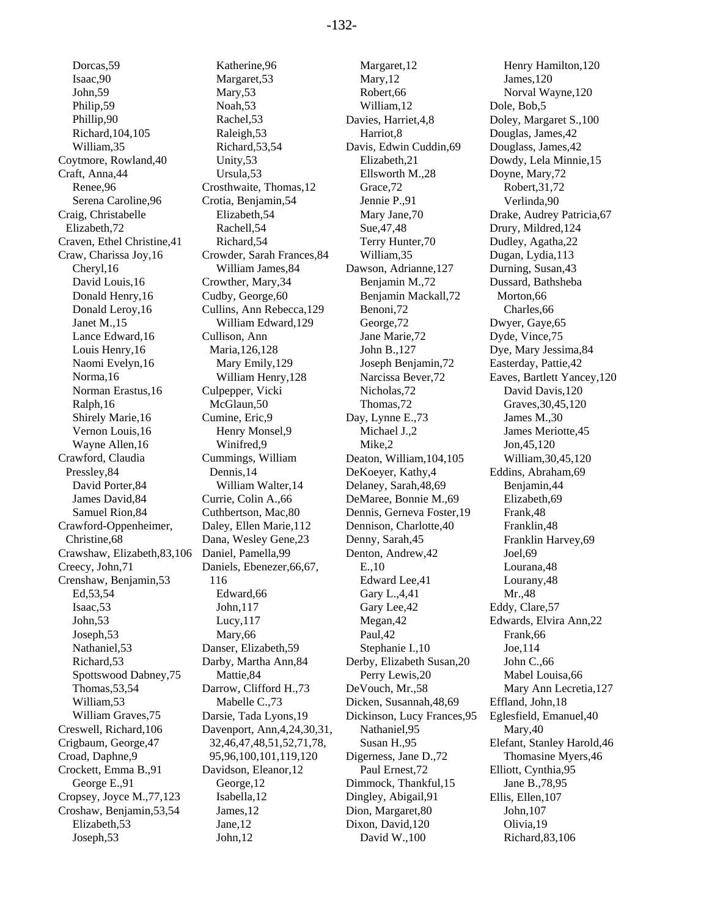Dorcas,59
Isaac,90
John,59
Philip,59
Phillip,90
Richard,104,105
William,35
Coytmore, Rowland,40
Craft, Anna,44
Renee,96
Serena Caroline,96
Craig, Christabelle Elizabeth,72
Craven, Ethel Christine,41
Craw, Charissa Joy,16
Cheryl,16
David Louis,16
Donald Henry,16
Donald Leroy,16
Janet M.,15
Lance Edward,16
Louis Henry,16
Naomi Evelyn,16
Norma,16
Norman Erastus,16
Ralph,16
Shirely Marie,16
Vernon Louis,16
Wayne Allen,16
Crawford, Claudia Pressley,84
David Porter,84
James David,84
Samuel Rion,84
Crawford-Oppenheimer, Christine,68
Crawshaw, Elizabeth,83,106
Creecy, John,71
Crenshaw, Benjamin,53
Ed,53,54
Isaac,53
John,53
Joseph,53
Nathaniel,53
Richard,53
Spottswood Dabney,75
Thomas,53,54
William,53
William Graves,75
Creswell, Richard,106
Crigbaum, George,47
Croad, Daphne,9
Crockett, Emma B.,91
George E.,91
Cropsey, Joyce M.,77,123
Croshaw, Benjamin,53,54
Elizabeth,53
Joseph,53
Katherine,96
Margaret,53
Mary,53
Noah,53
Rachel,53
Raleigh,53
Richard,53,54
Unity,53
Ursula,53
Crosthwaite, Thomas,12
Crotia, Benjamin,54
Elizabeth,54
Rachell,54
Richard,54
Crowder, Sarah Frances,84
William James,84
Crowther, Mary,34
Cudby, George,60
Cullins, Ann Rebecca,129
William Edward,129
Cullison, Ann Maria,126,128
Mary Emily,129
William Henry,128
Culpepper, Vicki McGlaun,50
Cumine, Eric,9
Henry Monsel,9
Winifred,9
Cummings, William Dennis,14
William Walter,14
Currie, Colin A.,66
Cuthbertson, Mac,80
Daley, Ellen Marie,112
Dana, Wesley Gene,23
Daniel, Pamella,99
Daniels, Ebenezer,66,67,116
Edward,66
John,117
Lucy,117
Mary,66
Danser, Elizabeth,59
Darby, Martha Ann,84
Mattie,84
Darrow, Clifford H.,73
Mabelle C.,73
Darsie, Tada Lyons,19
Davenport, Ann,4,24,30,31,32,46,47,48,51,52,71,78,95,96,100,101,119,120
Davidson, Eleanor,12
George,12
Isabella,12
James,12
Jane,12
John,12
Margaret,12
Mary,12
Robert,66
William,12
Davies, Harriet,4,8
Harriot,8
Davis, Edwin Cuddin,69
Elizabeth,21
Ellsworth M.,28
Grace,72
Jennie P.,91
Mary Jane,70
Sue,47,48
Terry Hunter,70
William,35
Dawson, Adrianne,127
Benjamin M.,72
Benjamin Mackall,72
Benoni,72
George,72
Jane Marie,72
John B.,127
Joseph Benjamin,72
Narcissa Bever,72
Nicholas,72
Thomas,72
Day, Lynne E.,73
Michael J.,2
Mike,2
Deaton, William,104,105
DeKoeyer, Kathy,4
Delaney, Sarah,48,69
DeMaree, Bonnie M.,69
Dennis, Gerneva Foster,19
Dennison, Charlotte,40
Denny, Sarah,45
Denton, Andrew,42
E.,10
Edward Lee,41
Gary L.,4,41
Gary Lee,42
Megan,42
Paul,42
Stephanie I.,10
Derby, Elizabeth Susan,20
Perry Lewis,20
DeVouch, Mr.,58
Dicken, Susannah,48,69
Dickinson, Lucy Frances,95
Nathaniel,95
Susan H.,95
Digerness, Jane D.,72
Paul Ernest,72
Dimmock, Thankful,15
Dingley, Abigail,91
Dion, Margaret,80
Dixon, David,120
David W.,100
Henry Hamilton,120
James,120
Norval Wayne,120
Dole, Bob,5
Doley, Margaret S.,100
Douglas, James,42
Douglass, James,42
Dowdy, Lela Minnie,15
Doyne, Mary,72
Robert,31,72
Verlinda,90
Drake, Audrey Patricia,67
Drury, Mildred,124
Dudley, Agatha,22
Dugan, Lydia,113
Durning, Susan,43
Dussard, Bathsheba Morton,66
Charles,66
Dwyer, Gaye,65
Dyde, Vince,75
Dye, Mary Jessima,84
Easterday, Pattie,42
Eaves, Bartlett Yancey,120
David Davis,120
Graves,30,45,120
James M.,30
James Meriotte,45
Jon,45,120
William,30,45,120
Eddins, Abraham,69
Benjamin,44
Elizabeth,69
Frank,48
Franklin,48
Franklin Harvey,69
Joel,69
Lourana,48
Lourany,48
Mr.,48
Eddy, Clare,57
Edwards, Elvira Ann,22
Frank,66
Joe,114
John C.,66
Mabel Louisa,66
Mary Ann Lecretia,127
Effland, John,18
Eglesfield, Emanuel,40
Mary,40
Elefant, Stanley Harold,46
Thomasine Myers,46
Elliott, Cynthia,95
Jane B.,78,95
Ellis, Ellen,107
John,107
Olivia,19
Richard,83,106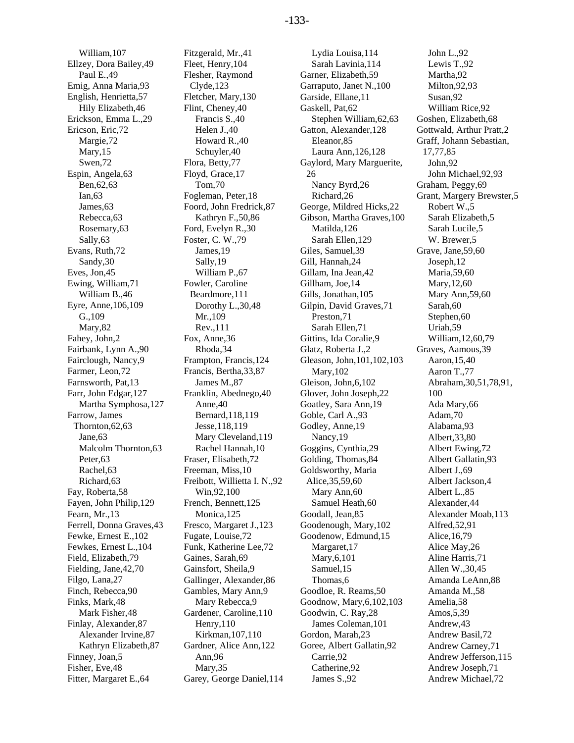William,107
Ellzey, Dora Bailey,49
Paul E.,49
Emig, Anna Maria,93
English, Henrietta,57
Hily Elizabeth,46
Erickson, Emma L.,29
Ericson, Eric,72
Margie,72
Mary,15
Swen,72
Espin, Angela,63
Ben,62,63
Ian,63
James,63
Rebecca,63
Rosemary,63
Sally,63
Evans, Ruth,72
Sandy,30
Eves, Jon,45
Ewing, William,71
William B.,46
Eyre, Anne,106,109
G.,109
Mary,82
Fahey, John,2
Fairbank, Lynn A.,90
Fairclough, Nancy,9
Farmer, Leon,72
Farnsworth, Pat,13
Farr, John Edgar,127
Martha Symphosa,127
Farrow, James Thornton,62,63
Jane,63
Malcolm Thornton,63
Peter,63
Rachel,63
Richard,63
Fay, Roberta,58
Fayen, John Philip,129
Fearn, Mr.,13
Ferrell, Donna Graves,43
Fewke, Ernest E.,102
Fewkes, Ernest L.,104
Field, Elizabeth,79
Fielding, Jane,42,70
Filgo, Lana,27
Finch, Rebecca,90
Finks, Mark,48
Mark Fisher,48
Finlay, Alexander,87
Alexander Irvine,87
Kathryn Elizabeth,87
Finney, Joan,5
Fisher, Eve,48
Fitter, Margaret E.,64
Fitzgerald, Mr.,41
Fleet, Henry,104
Flesher, Raymond Clyde,123
Fletcher, Mary,130
Flint, Cheney,40
Francis S.,40
Helen J.,40
Howard R.,40
Schuyler,40
Flora, Betty,77
Floyd, Grace,17
Tom,70
Fogleman, Peter,18
Foord, John Fredrick,87
Kathryn F.,50,86
Ford, Evelyn R.,30
Foster, C. W.,79
James,19
Sally,19
William P.,67
Fowler, Caroline Beardmore,111
Dorothy L.,30,48
Mr.,109
Rev.,111
Fox, Anne,36
Rhoda,34
Frampton, Francis,124
Francis, Bertha,33,87
James M.,87
Franklin, Abednego,40
Anne,40
Bernard,118,119
Jesse,118,119
Mary Cleveland,119
Rachel Hannah,10
Fraser, Elisabeth,72
Freeman, Miss,10
Freibott, Willietta I. N.,92
Win,92,100
French, Bennett,125
Monica,125
Fresco, Margaret J.,123
Fugate, Louise,72
Funk, Katherine Lee,72
Gaines, Sarah,69
Gainsfort, Sheila,9
Gallinger, Alexander,86
Gambles, Mary Ann,9
Mary Rebecca,9
Gardener, Caroline,110
Henry,110
Kirkman,107,110
Gardner, Alice Ann,122
Ann,96
Mary,35
Garey, George Daniel,114
Lydia Louisa,114
Sarah Lavinia,114
Garner, Elizabeth,59
Garraputo, Janet N.,100
Garside, Ellane,11
Gaskell, Pat,62
Stephen William,62,63
Gatton, Alexander,128
Eleanor,85
Laura Ann,126,128
Gaylord, Mary Marguerite, 26
Nancy Byrd,26
Richard,26
George, Mildred Hicks,22
Gibson, Martha Graves,100
Matilda,126
Sarah Ellen,129
Giles, Samuel,39
Gill, Hannah,24
Gillam, Ina Jean,42
Gillham, Joe,14
Gills, Jonathan,105
Gilpin, David Graves,71
Preston,71
Sarah Ellen,71
Gittins, Ida Coralie,9
Glatz, Roberta J.,2
Gleason, John,101,102,103
Mary,102
Gleison, John,6,102
Glover, John Joseph,22
Goatley, Sara Ann,19
Goble, Carl A.,93
Godley, Anne,19
Nancy,19
Goggins, Cynthia,29
Golding, Thomas,84
Goldsworthy, Maria Alice,35,59,60
Mary Ann,60
Samuel Heath,60
Goodall, Jean,85
Goodenough, Mary,102
Goodenow, Edmund,15
Margaret,17
Mary,6,101
Samuel,15
Thomas,6
Goodloe, R. Reams,50
Goodnow, Mary,6,102,103
Goodwin, C. Ray,28
James Coleman,101
Gordon, Marah,23
Goree, Albert Gallatin,92
Carrie,92
Catherine,92
James S.,92
John L.,92
Lewis T.,92
Martha,92
Milton,92,93
Susan,92
William Rice,92
Goshen, Elizabeth,68
Gottwald, Arthur Pratt,2
Graff, Johann Sebastian, 17,77,85
John,92
John Michael,92,93
Graham, Peggy,69
Grant, Margery Brewster,5
Robert W.,5
Sarah Elizabeth,5
Sarah Lucile,5
W. Brewer,5
Grave, Jane,59,60
Joseph,12
Maria,59,60
Mary,12,60
Mary Ann,59,60
Sarah,60
Stephen,60
Uriah,59
William,12,60,79
Graves, Aamous,39
Aaron,15,40
Aaron T.,77
Abraham,30,51,78,91, 100
Ada Mary,66
Adam,70
Alabama,93
Albert,33,80
Albert Ewing,72
Albert Gallatin,93
Albert J.,69
Albert Jackson,4
Albert L.,85
Alexander,44
Alexander Moab,113
Alfred,52,91
Alice,16,79
Alice May,26
Aline Harris,71
Allen W.,30,45
Amanda LeAnn,88
Amanda M.,58
Amelia,58
Amos,5,39
Andrew,43
Andrew Basil,72
Andrew Carney,71
Andrew Jefferson,115
Andrew Joseph,71
Andrew Michael,72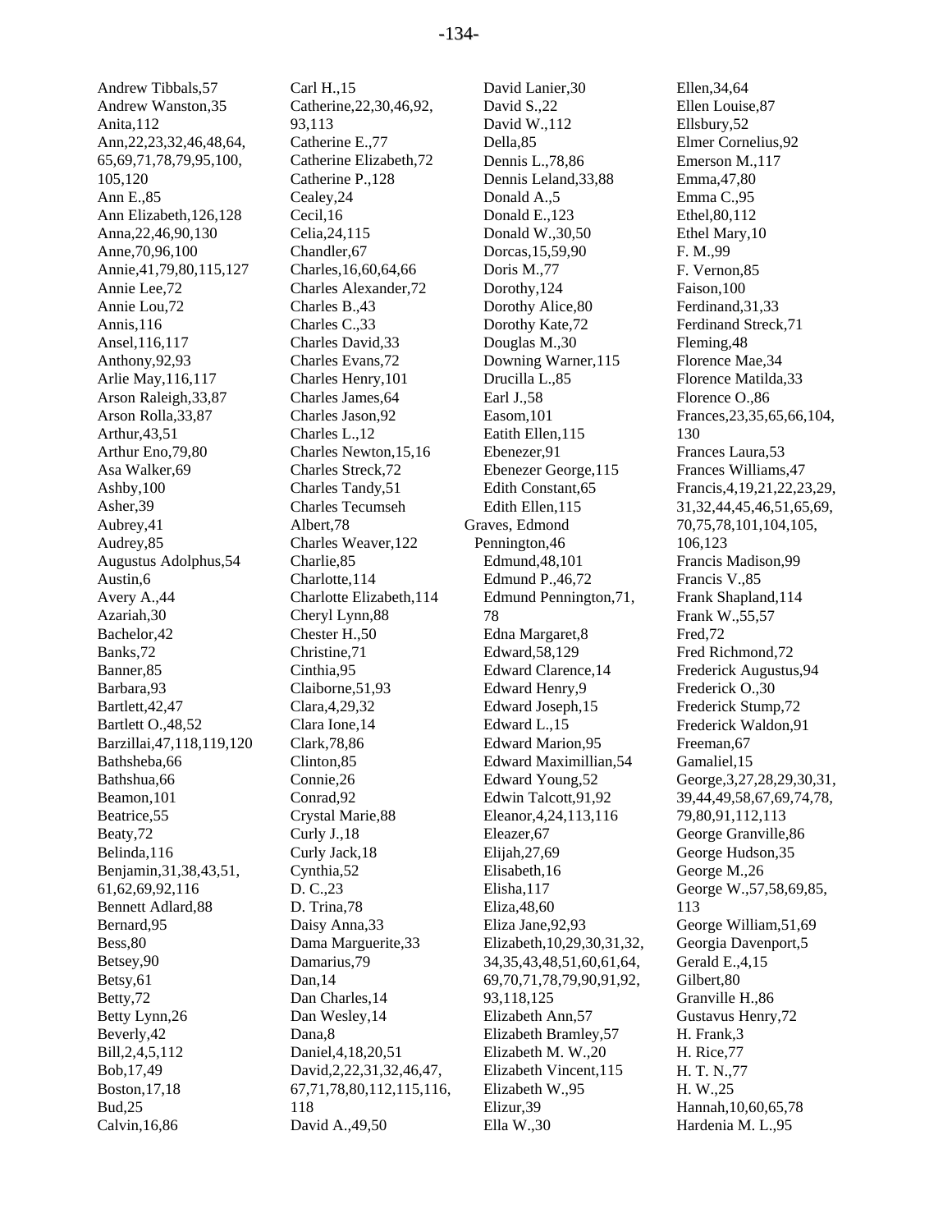Andrew Tibbals,57
Andrew Wanston,35
Anita,112
Ann,22,23,32,46,48,64,65,69,71,78,79,95,100,105,120
Ann E.,85
Ann Elizabeth,126,128
Anna,22,46,90,130
Anne,70,96,100
Annie,41,79,80,115,127
Annie Lee,72
Annie Lou,72
Annis,116
Ansel,116,117
Anthony,92,93
Arlie May,116,117
Arson Raleigh,33,87
Arson Rolla,33,87
Arthur,43,51
Arthur Eno,79,80
Asa Walker,69
Ashby,100
Asher,39
Aubrey,41
Audrey,85
Augustus Adolphus,54
Austin,6
Avery A.,44
Azariah,30
Bachelor,42
Banks,72
Banner,85
Barbara,93
Bartlett,42,47
Bartlett O.,48,52
Barzillai,47,118,119,120
Bathsheba,66
Bathshua,66
Beamon,101
Beatrice,55
Beaty,72
Belinda,116
Benjamin,31,38,43,51,61,62,69,92,116
Bennett Adlard,88
Bernard,95
Bess,80
Betsey,90
Betsy,61
Betty,72
Betty Lynn,26
Beverly,42
Bill,2,4,5,112
Bob,17,49
Boston,17,18
Bud,25
Calvin,16,86
Carl H.,15
Catherine,22,30,46,92,93,113
Catherine E.,77
Catherine Elizabeth,72
Catherine P.,128
Cealey,24
Cecil,16
Celia,24,115
Chandler,67
Charles,16,60,64,66
Charles Alexander,72
Charles B.,43
Charles C.,33
Charles David,33
Charles Evans,72
Charles Henry,101
Charles James,64
Charles Jason,92
Charles L.,12
Charles Newton,15,16
Charles Streck,72
Charles Tandy,51
Charles Tecumseh Albert,78
Charles Weaver,122
Charlie,85
Charlotte,114
Charlotte Elizabeth,114
Cheryl Lynn,88
Chester H.,50
Christine,71
Cinthia,95
Claiborne,51,93
Clara,4,29,32
Clara Ione,14
Clark,78,86
Clinton,85
Connie,26
Conrad,92
Crystal Marie,88
Curly J.,18
Curly Jack,18
Cynthia,52
D. C.,23
D. Trina,78
Daisy Anna,33
Dama Marguerite,33
Damarius,79
Dan,14
Dan Charles,14
Dan Wesley,14
Dana,8
Daniel,4,18,20,51
David,2,22,31,32,46,47,67,71,78,80,112,115,116,118
David A.,49,50
David Lanier,30
David S.,22
David W.,112
Della,85
Dennis L.,78,86
Dennis Leland,33,88
Donald A.,5
Donald E.,123
Donald W.,30,50
Dorcas,15,59,90
Doris M.,77
Dorothy,124
Dorothy Alice,80
Dorothy Kate,72
Douglas M.,30
Downing Warner,115
Drucilla L.,85
Earl J.,58
Easom,101
Eatith Ellen,115
Ebenezer,91
Ebenezer George,115
Edith Constant,65
Edith Ellen,115
Graves, Edmond Pennington,46
Edmund,48,101
Edmund P.,46,72
Edmund Pennington,71,78
Edna Margaret,8
Edward,58,129
Edward Clarence,14
Edward Henry,9
Edward Joseph,15
Edward L.,15
Edward Marion,95
Edward Maximillian,54
Edward Young,52
Edwin Talcott,91,92
Eleanor,4,24,113,116
Eleazer,67
Elijah,27,69
Elisabeth,16
Elisha,117
Eliza,48,60
Eliza Jane,92,93
Elizabeth,10,29,30,31,32,34,35,43,48,51,60,61,64,69,70,71,78,79,90,91,92,93,118,125
Elizabeth Ann,57
Elizabeth Bramley,57
Elizabeth M. W.,20
Elizabeth Vincent,115
Elizabeth W.,95
Elizur,39
Ella W.,30
Ellen,34,64
Ellen Louise,87
Ellsbury,52
Elmer Cornelius,92
Emerson M.,117
Emma,47,80
Emma C.,95
Ethel,80,112
Ethel Mary,10
F. M.,99
F. Vernon,85
Faison,100
Ferdinand,31,33
Ferdinand Streck,71
Fleming,48
Florence Mae,34
Florence Matilda,33
Florence O.,86
Frances,23,35,65,66,104,130
Frances Laura,53
Frances Williams,47
Francis,4,19,21,22,23,29,31,32,44,45,46,51,65,69,70,75,78,101,104,105,106,123
Francis Madison,99
Francis V.,85
Frank Shapland,114
Frank W.,55,57
Fred,72
Fred Richmond,72
Frederick Augustus,94
Frederick O.,30
Frederick Stump,72
Frederick Waldon,91
Freeman,67
Gamaliel,15
George,3,27,28,29,30,31,39,44,49,58,67,69,74,78,79,80,91,112,113
George Granville,86
George Hudson,35
George M.,26
George W.,57,58,69,85,113
George William,51,69
Georgia Davenport,5
Gerald E.,4,15
Gilbert,80
Granville H.,86
Gustavus Henry,72
H. Frank,3
H. Rice,77
H. T. N.,77
H. W.,25
Hannah,10,60,65,78
Hardenia M. L.,95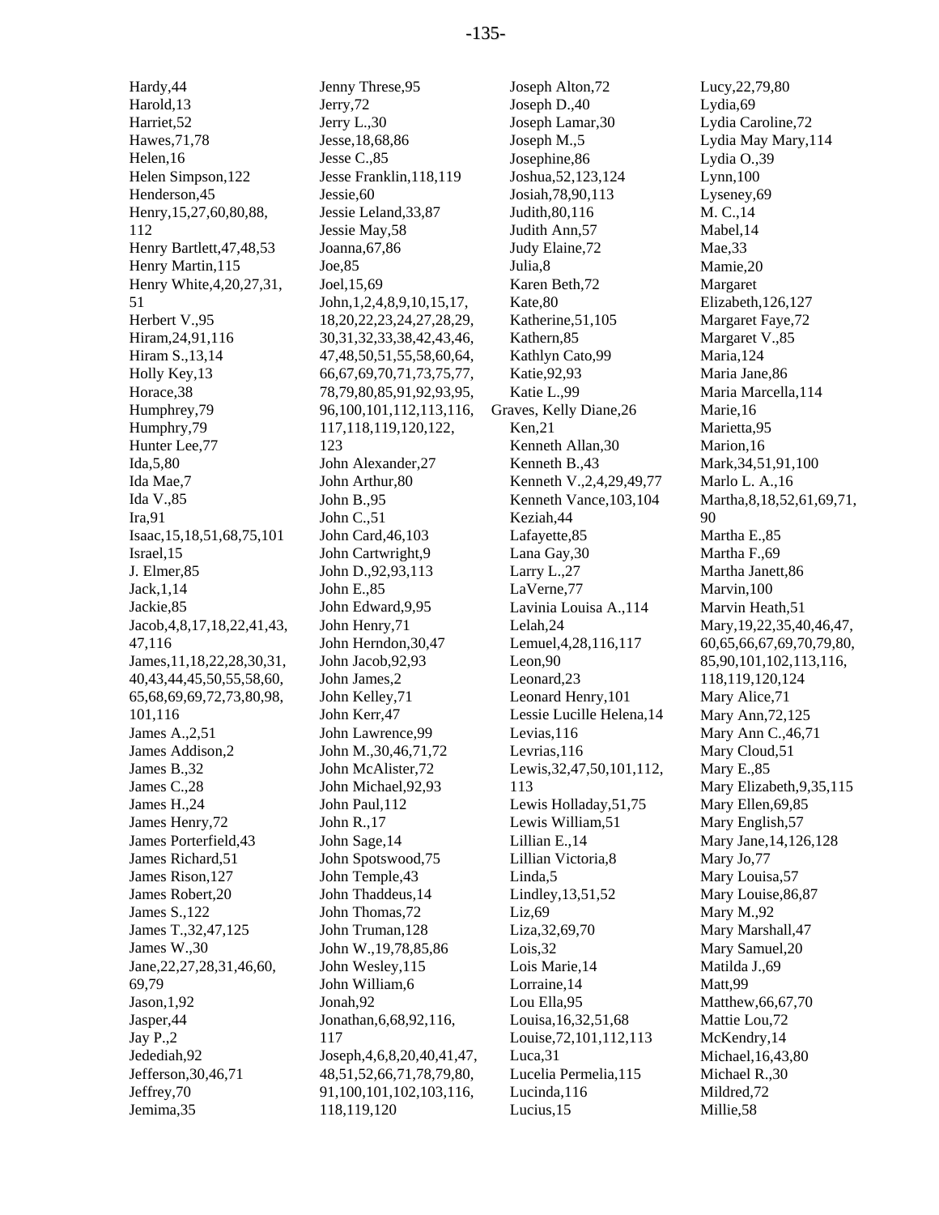Hardy,44
Harold,13
Harriet,52
Hawes,71,78
Helen,16
Helen Simpson,122
Henderson,45
Henry,15,27,60,80,88, 112
Henry Bartlett,47,48,53
Henry Martin,115
Henry White,4,20,27,31, 51
Herbert V.,95
Hiram,24,91,116
Hiram S.,13,14
Holly Key,13
Horace,38
Humphrey,79
Humphry,79
Hunter Lee,77
Ida,5,80
Ida Mae,7
Ida V.,85
Ira,91
Isaac,15,18,51,68,75,101
Israel,15
J. Elmer,85
Jack,1,14
Jackie,85
Jacob,4,8,17,18,22,41,43, 47,116
James,11,18,22,28,30,31, 40,43,44,45,50,55,58,60, 65,68,69,69,72,73,80,98, 101,116
James A.,2,51
James Addison,2
James B.,32
James C.,28
James H.,24
James Henry,72
James Porterfield,43
James Richard,51
James Rison,127
James Robert,20
James S.,122
James T.,32,47,125
James W.,30
Jane,22,27,28,31,46,60, 69,79
Jason,1,92
Jasper,44
Jay P.,2
Jedediah,92
Jefferson,30,46,71
Jeffrey,70
Jemima,35
Jenny Threse,95
Jerry,72
Jerry L.,30
Jesse,18,68,86
Jesse C.,85
Jesse Franklin,118,119
Jessie,60
Jessie Leland,33,87
Jessie May,58
Joanna,67,86
Joe,85
Joel,15,69
John,1,2,4,8,9,10,15,17, 18,20,22,23,24,27,28,29, 30,31,32,33,38,42,43,46, 47,48,50,51,55,58,60,64, 66,67,69,70,71,73,75,77, 78,79,80,85,91,92,93,95, 96,100,101,112,113,116, 117,118,119,120,122, 123
John Alexander,27
John Arthur,80
John B.,95
John C.,51
John Card,46,103
John Cartwright,9
John D.,92,93,113
John E.,85
John Edward,9,95
John Henry,71
John Herndon,30,47
John Jacob,92,93
John James,2
John Kelley,71
John Kerr,47
John Lawrence,99
John M.,30,46,71,72
John McAlister,72
John Michael,92,93
John Paul,112
John R.,17
John Sage,14
John Spotswood,75
John Temple,43
John Thaddeus,14
John Thomas,72
John Truman,128
John W.,19,78,85,86
John Wesley,115
John William,6
Jonah,92
Jonathan,6,68,92,116, 117
Joseph,4,6,8,20,40,41,47, 48,51,52,66,71,78,79,80, 91,100,101,102,103,116, 118,119,120
Joseph Alton,72
Joseph D.,40
Joseph Lamar,30
Joseph M.,5
Josephine,86
Joshua,52,123,124
Josiah,78,90,113
Judith,80,116
Judith Ann,57
Judy Elaine,72
Julia,8
Karen Beth,72
Kate,80
Katherine,51,105
Kathern,85
Kathlyn Cato,99
Katie,92,93
Katie L.,99
Graves, Kelly Diane,26
Ken,21
Kenneth Allan,30
Kenneth B.,43
Kenneth V.,2,4,29,49,77
Kenneth Vance,103,104
Keziah,44
Lafayette,85
Lana Gay,30
Larry L.,27
LaVerne,77
Lavinia Louisa A.,114
Lelah,24
Lemuel,4,28,116,117
Leon,90
Leonard,23
Leonard Henry,101
Lessie Lucille Helena,14
Levias,116
Levrias,116
Lewis,32,47,50,101,112, 113
Lewis Holladay,51,75
Lewis William,51
Lillian E.,14
Lillian Victoria,8
Linda,5
Lindley,13,51,52
Liz,69
Liza,32,69,70
Lois,32
Lois Marie,14
Lorraine,14
Lou Ella,95
Louisa,16,32,51,68
Louise,72,101,112,113
Luca,31
Lucelia Permelia,115
Lucinda,116
Lucius,15
Lucy,22,79,80
Lydia,69
Lydia Caroline,72
Lydia May Mary,114
Lydia O.,39
Lynn,100
Lyseney,69
M. C.,14
Mabel,14
Mae,33
Mamie,20
Margaret Elizabeth,126,127
Margaret Faye,72
Margaret V.,85
Maria,124
Maria Jane,86
Maria Marcella,114
Marie,16
Marietta,95
Marion,16
Mark,34,51,91,100
Marlo L. A.,16
Martha,8,18,52,61,69,71, 90
Martha E.,85
Martha F.,69
Martha Janett,86
Marvin,100
Marvin Heath,51
Mary,19,22,35,40,46,47, 60,65,66,67,69,70,79,80, 85,90,101,102,113,116, 118,119,120,124
Mary Alice,71
Mary Ann,72,125
Mary Ann C.,46,71
Mary Cloud,51
Mary E.,85
Mary Elizabeth,9,35,115
Mary Ellen,69,85
Mary English,57
Mary Jane,14,126,128
Mary Jo,77
Mary Louisa,57
Mary Louise,86,87
Mary M.,92
Mary Marshall,47
Mary Samuel,20
Matilda J.,69
Matt,99
Matthew,66,67,70
Mattie Lou,72
McKendry,14
Michael,16,43,80
Michael R.,30
Mildred,72
Millie,58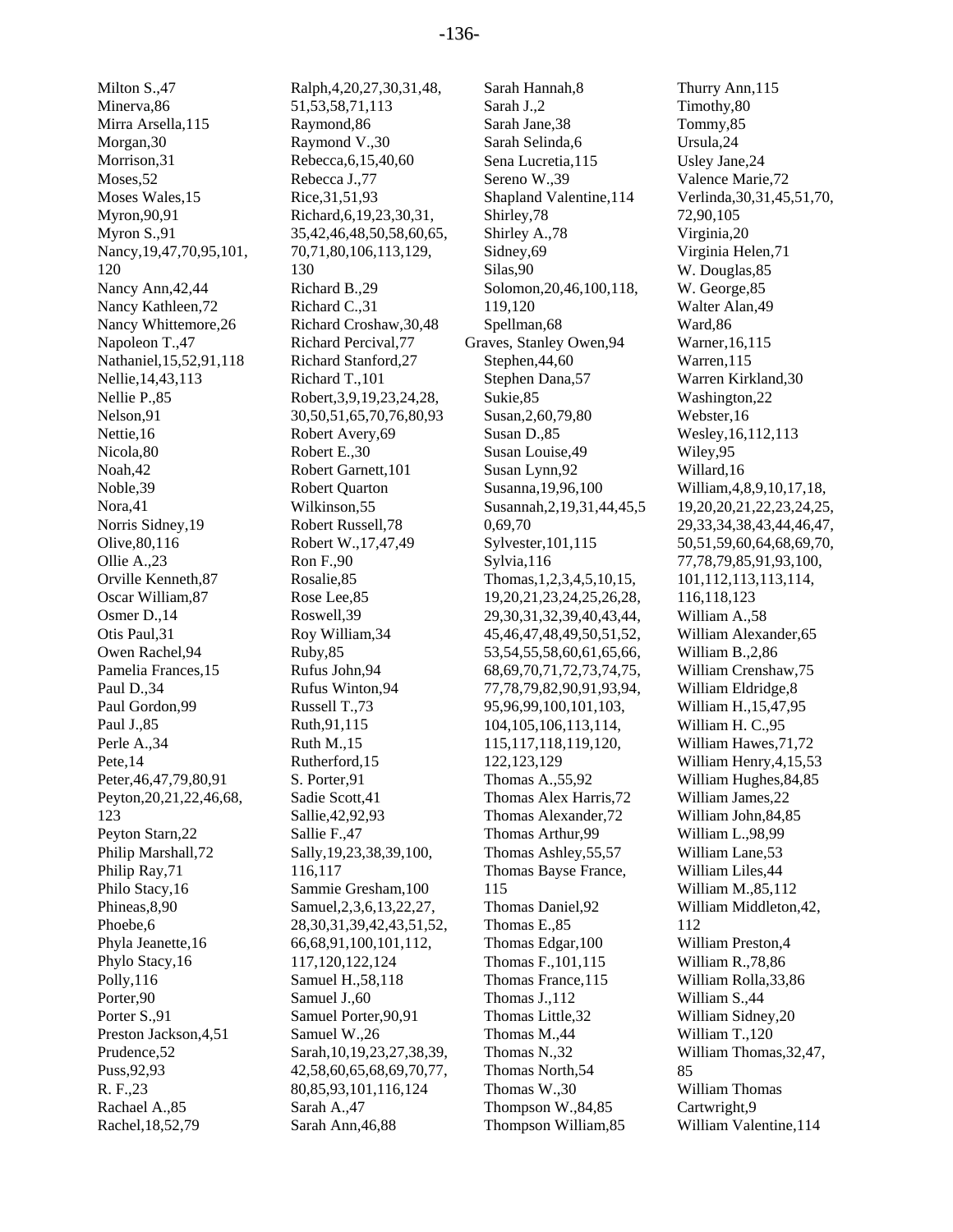Milton S.,47
Minerva,86
Mirra Arsella,115
Morgan,30
Morrison,31
Moses,52
Moses Wales,15
Myron,90,91
Myron S.,91
Nancy,19,47,70,95,101,
120
Nancy Ann,42,44
Nancy Kathleen,72
Nancy Whittemore,26
Napoleon T.,47
Nathaniel,15,52,91,118
Nellie,14,43,113
Nellie P.,85
Nelson,91
Nettie,16
Nicola,80
Noah,42
Noble,39
Nora,41
Norris Sidney,19
Olive,80,116
Ollie A.,23
Orville Kenneth,87
Oscar William,87
Osmer D.,14
Otis Paul,31
Owen Rachel,94
Pamelia Frances,15
Paul D.,34
Paul Gordon,99
Paul J.,85
Perle A.,34
Pete,14
Peter,46,47,79,80,91
Peyton,20,21,22,46,68,
123
Peyton Starn,22
Philip Marshall,72
Philip Ray,71
Philo Stacy,16
Phineas,8,90
Phoebe,6
Phyla Jeanette,16
Phylo Stacy,16
Polly,116
Porter,90
Porter S.,91
Preston Jackson,4,51
Prudence,52
Puss,92,93
R. F.,23
Rachael A.,85
Rachel,18,52,79

Ralph,4,20,27,30,31,48,
51,53,58,71,113
Raymond,86
Raymond V.,30
Rebecca,6,15,40,60
Rebecca J.,77
Rice,31,51,93
Richard,6,19,23,30,31,
35,42,46,48,50,58,60,65,
70,71,80,106,113,129,
130
Richard B.,29
Richard C.,31
Richard Croshaw,30,48
Richard Percival,77
Richard Stanford,27
Richard T.,101
Robert,3,9,19,23,24,28,
30,50,51,65,70,76,80,93
Robert Avery,69
Robert E.,30
Robert Garnett,101
Robert Quarton
Wilkinson,55
Robert Russell,78
Robert W.,17,47,49
Ron F.,90
Rosalie,85
Rose Lee,85
Roswell,39
Roy William,34
Ruby,85
Rufus John,94
Rufus Winton,94
Russell T.,73
Ruth,91,115
Ruth M.,15
Rutherford,15
S. Porter,91
Sadie Scott,41
Sallie,42,92,93
Sallie F.,47
Sally,19,23,38,39,100,
116,117
Sammie Gresham,100
Samuel,2,3,6,13,22,27,
28,30,31,39,42,43,51,52,
66,68,91,100,101,112,
117,120,122,124
Samuel H.,58,118
Samuel J.,60
Samuel Porter,90,91
Samuel W.,26
Sarah,10,19,23,27,38,39,
42,58,60,65,68,69,70,77,
80,85,93,101,116,124
Sarah A.,47
Sarah Ann,46,88

Sarah Hannah,8
Sarah J.,2
Sarah Jane,38
Sarah Selinda,6
Sena Lucretia,115
Sereno W.,39
Shapland Valentine,114
Shirley,78
Shirley A.,78
Sidney,69
Silas,90
Solomon,20,46,100,118,
119,120
Spellman,68
Graves, Stanley Owen,94
Stephen,44,60
Stephen Dana,57
Sukie,85
Susan,2,60,79,80
Susan D.,85
Susan Louise,49
Susan Lynn,92
Susanna,19,96,100
Susannah,2,19,31,44,45,5
0,69,70
Sylvester,101,115
Sylvia,116
Thomas,1,2,3,4,5,10,15,
19,20,21,23,24,25,26,28,
29,30,31,32,39,40,43,44,
45,46,47,48,49,50,51,52,
53,54,55,58,60,61,65,66,
68,69,70,71,72,73,74,75,
77,78,79,82,90,91,93,94,
95,96,99,100,101,103,
104,105,106,113,114,
115,117,118,119,120,
122,123,129
Thomas A.,55,92
Thomas Alex Harris,72
Thomas Alexander,72
Thomas Arthur,99
Thomas Ashley,55,57
Thomas Bayse France,
115
Thomas Daniel,92
Thomas E.,85
Thomas Edgar,100
Thomas F.,101,115
Thomas France,115
Thomas J.,112
Thomas Little,32
Thomas M.,44
Thomas N.,32
Thomas North,54
Thomas W.,30
Thompson W.,84,85
Thompson William,85

Thurry Ann,115
Timothy,80
Tommy,85
Ursula,24
Usley Jane,24
Valence Marie,72
Verlinda,30,31,45,51,70,
72,90,105
Virginia,20
Virginia Helen,71
W. Douglas,85
W. George,85
Walter Alan,49
Ward,86
Warner,16,115
Warren,115
Warren Kirkland,30
Washington,22
Webster,16
Wesley,16,112,113
Wiley,95
Willard,16
William,4,8,9,10,17,18,
19,20,20,21,22,23,24,25,
29,33,34,38,43,44,46,47,
50,51,59,60,64,68,69,70,
77,78,79,85,91,93,100,
101,112,113,113,114,
116,118,123
William A.,58
William Alexander,65
William B.,2,86
William Crenshaw,75
William Eldridge,8
William H.,15,47,95
William H. C.,95
William Hawes,71,72
William Henry,4,15,53
William Hughes,84,85
William James,22
William John,84,85
William L.,98,99
William Lane,53
William Liles,44
William M.,85,112
William Middleton,42,
112
William Preston,4
William R.,78,86
William Rolla,33,86
William S.,44
William Sidney,20
William T.,120
William Thomas,32,47,
85
William Thomas
Cartwright,9
William Valentine,114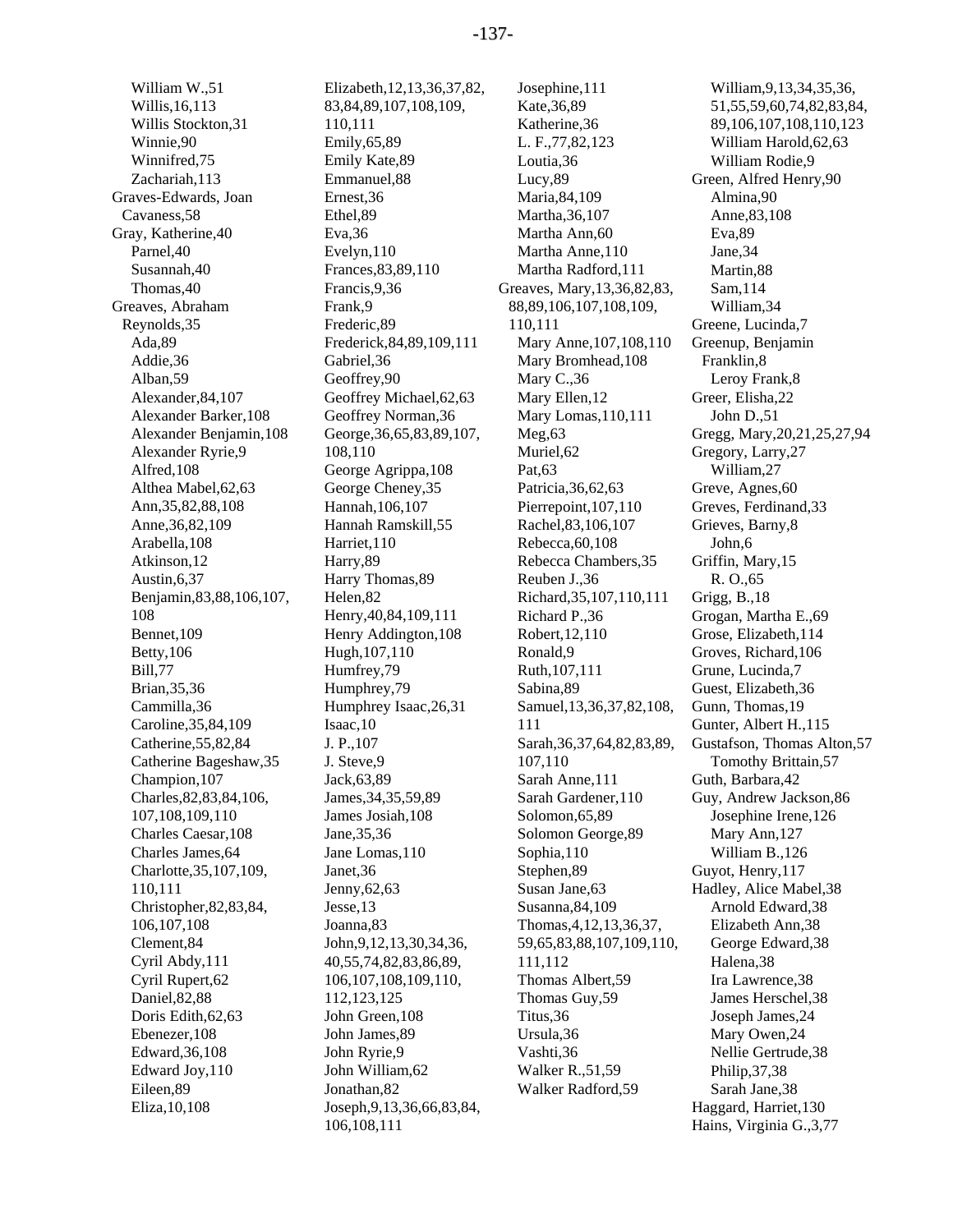William W.,51
Willis,16,113
Willis Stockton,31
Winnie,90
Winnifred,75
Zachariah,113

Graves-Edwards, Joan Cavaness,58

Gray, Katherine,40
Parnel,40
Susannah,40
Thomas,40

Greaves, Abraham Reynolds,35
Ada,89
Addie,36
Alban,59
Alexander,84,107
Alexander Barker,108
Alexander Benjamin,108
Alexander Ryrie,9
Alfred,108
Althea Mabel,62,63
Ann,35,82,88,108
Anne,36,82,109
Arabella,108
Atkinson,12
Austin,6,37
Benjamin,83,88,106,107,108
Bennet,109
Betty,106
Bill,77
Brian,35,36
Cammilla,36
Caroline,35,84,109
Catherine,55,82,84
Catherine Bageshaw,35
Champion,107
Charles,82,83,84,106,107,108,109,110
Charles Caesar,108
Charles James,64
Charlotte,35,107,109,110,111
Christopher,82,83,84,106,107,108
Clement,84
Cyril Abdy,111
Cyril Rupert,62
Daniel,82,88
Doris Edith,62,63
Ebenezer,108
Edward,36,108
Edward Joy,110
Eileen,89
Eliza,10,108
Elizabeth,12,13,36,37,82,83,84,89,107,108,109,110,111
Emily,65,89
Emily Kate,89
Emmanuel,88
Ernest,36
Ethel,89
Eva,36
Evelyn,110
Frances,83,89,110
Francis,9,36
Frank,9
Frederic,89
Frederick,84,89,109,111
Gabriel,36
Geoffrey,90
Geoffrey Michael,62,63
Geoffrey Norman,36
George,36,65,83,89,107,108,110
George Agrippa,108
George Cheney,35
Hannah,106,107
Hannah Ramskill,55
Harriet,110
Harry,89
Harry Thomas,89
Helen,82
Henry,40,84,109,111
Henry Addington,108
Hugh,107,110
Humfrey,79
Humphrey,79
Humphrey Isaac,26,31
Isaac,10
J. P.,107
J. Steve,9
Jack,63,89
James,34,35,59,89
James Josiah,108
Jane,35,36
Jane Lomas,110
Janet,36
Jenny,62,63
Jesse,13
Joanna,83
John,9,12,13,30,34,36,40,55,74,82,83,86,89,106,107,108,109,110,112,123,125
John Green,108
John James,89
John Ryrie,9
John William,62
Jonathan,82
Joseph,9,13,36,66,83,84,106,108,111
Josephine,111
Kate,36,89
Katherine,36
L. F.,77,82,123
Loutia,36
Lucy,89
Maria,84,109
Martha,36,107
Martha Ann,60
Martha Anne,110
Martha Radford,111

Greaves, Mary,13,36,82,83,88,89,106,107,108,109,110,111
Mary Anne,107,108,110
Mary Bromhead,108
Mary C.,36
Mary Ellen,12
Mary Lomas,110,111
Meg,63
Muriel,62
Pat,63
Patricia,36,62,63
Pierrepoint,107,110
Rachel,83,106,107
Rebecca,60,108
Rebecca Chambers,35
Reuben J.,36
Richard,35,107,110,111
Richard P.,36
Robert,12,110
Ronald,9
Ruth,107,111
Sabina,89
Samuel,13,36,37,82,108,111
Sarah,36,37,64,82,83,89,107,110
Sarah Anne,111
Sarah Gardener,110
Solomon,65,89
Solomon George,89
Sophia,110
Stephen,89
Susan Jane,63
Susanna,84,109
Thomas,4,12,13,36,37,59,65,83,88,107,109,110,111,112
Thomas Albert,59
Thomas Guy,59
Titus,36
Ursula,36
Vashti,36
Walker R.,51,59
Walker Radford,59
William,9,13,34,35,36,51,55,59,60,74,82,83,84,89,106,107,108,110,123
William Harold,62,63
William Rodie,9

Green, Alfred Henry,90
Almina,90
Anne,83,108
Eva,89
Jane,34
Martin,88
Sam,114
William,34

Greene, Lucinda,7

Greenup, Benjamin Franklin,8
Leroy Frank,8

Greer, Elisha,22
John D.,51

Gregg, Mary,20,21,25,27,94

Gregory, Larry,27
William,27

Greve, Agnes,60

Greves, Ferdinand,33

Grieves, Barny,8
John,6

Griffin, Mary,15
R. O.,65

Grigg, B.,18

Grogan, Martha E.,69

Grose, Elizabeth,114

Groves, Richard,106

Grune, Lucinda,7

Guest, Elizabeth,36

Gunn, Thomas,19

Gunter, Albert H.,115

Gustafson, Thomas Alton,57
Tomothy Brittain,57

Guth, Barbara,42

Guy, Andrew Jackson,86
Josephine Irene,126
Mary Ann,127
William B.,126

Guyot, Henry,117

Hadley, Alice Mabel,38
Arnold Edward,38
Elizabeth Ann,38
George Edward,38
Halena,38
Ira Lawrence,38
James Herschel,38
Joseph James,24
Mary Owen,24
Nellie Gertrude,38
Philip,37,38
Sarah Jane,38

Haggard, Harriet,130

Hains, Virginia G.,3,77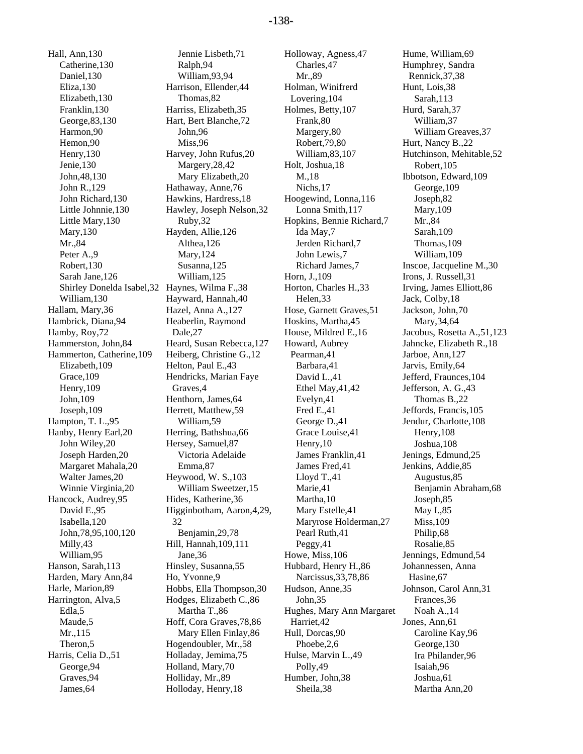Hall, Ann,130
    Catherine,130
    Daniel,130
    Eliza,130
    Elizabeth,130
    Franklin,130
    George,83,130
    Harmon,90
    Hemon,90
    Henry,130
    Jenie,130
    John,48,130
    John R.,129
    John Richard,130
    Little Johnnie,130
    Little Mary,130
    Mary,130
    Mr.,84
    Peter A.,9
    Robert,130
    Sarah Jane,126
    Shirley Donelda Isabel,32
    William,130
Hallam, Mary,36
Hambrick, Diana,94
Hamby, Roy,72
Hammerston, John,84
Hammerton, Catherine,109
    Elizabeth,109
    Grace,109
    Henry,109
    John,109
    Joseph,109
Hampton, T. L.,95
Hanby, Henry Earl,20
    John Wiley,20
    Joseph Harden,20
    Margaret Mahala,20
    Walter James,20
    Winnie Virginia,20
Hancock, Audrey,95
    David E.,95
    Isabella,120
    John,78,95,100,120
    Milly,43
    William,95
Hanson, Sarah,113
Harden, Mary Ann,84
Harle, Marion,89
Harrington, Alva,5
    Edla,5
    Maude,5
    Mr.,115
    Theron,5
Harris, Celia D.,51
    George,94
    Graves,94
    James,64
    Jennie Lisbeth,71
    Ralph,94
    William,93,94
Harrison, Ellender,44
    Thomas,82
Harriss, Elizabeth,35
Hart, Bert Blanche,72
    John,96
    Miss,96
Harvey, John Rufus,20
    Margery,28,42
    Mary Elizabeth,20
Hathaway, Anne,76
Hawkins, Hardress,18
Hawley, Joseph Nelson,32
    Ruby,32
Hayden, Allie,126
    Althea,126
    Mary,124
    Susanna,125
    William,125
Haynes, Wilma F.,38
Hayward, Hannah,40
Hazel, Anna A.,127
Heaberlin, Raymond Dale,27
Heard, Susan Rebecca,127
Heiberg, Christine G.,12
Helton, Paul E.,43
Hendricks, Marian Faye Graves,4
Henthorn, James,64
Herrett, Matthew,59
    William,59
Herring, Bathshua,66
Hersey, Samuel,87
    Victoria Adelaide Emma,87
Heywood, W. S.,103
    William Sweetzer,15
Hides, Katherine,36
Higginbotham, Aaron,4,29,32
    Benjamin,29,78
Hill, Hannah,109,111
    Jane,36
Hinsley, Susanna,55
Ho, Yvonne,9
Hobbs, Ella Thompson,30
Hodges, Elizabeth C.,86
    Martha T.,86
Hoff, Cora Graves,78,86
    Mary Ellen Finlay,86
Hogendoubler, Mr.,58
Holladay, Jemima,75
Holland, Mary,70
Holliday, Mr.,89
Holloday, Henry,18
Holloway, Agness,47
    Charles,47
    Mr.,89
Holman, Winifrerd Lovering,104
Holmes, Betty,107
    Frank,80
    Margery,80
    Robert,79,80
    William,83,107
Holt, Joshua,18
    M.,18
    Nichs,17
Hoogewind, Lonna,116
    Lonna Smith,117
Hopkins, Bennie Richard,7
    Ida May,7
    Jerden Richard,7
    John Lewis,7
    Richard James,7
Horn, J.,109
Horton, Charles H.,33
    Helen,33
Hose, Garnett Graves,51
Hoskins, Martha,45
House, Mildred E.,16
Howard, Aubrey Pearman,41
    Barbara,41
    David L.,41
    Ethel May,41,42
    Evelyn,41
    Fred E.,41
    George D.,41
    Grace Louise,41
    Henry,10
    James Franklin,41
    James Fred,41
    Lloyd T.,41
    Marie,41
    Martha,10
    Mary Estelle,41
    Maryrose Holderman,27
    Pearl Ruth,41
    Peggy,41
Howe, Miss,106
Hubbard, Henry H.,86
    Narcissus,33,78,86
Hudson, Anne,35
    John,35
Hughes, Mary Ann Margaret Harriet,42
Hull, Dorcas,90
    Phoebe,2,6
Hulse, Marvin L.,49
    Polly,49
Humber, John,38
    Sheila,38
Hume, William,69
Humphrey, Sandra Rennick,37,38
Hunt, Lois,38
    Sarah,113
Hurd, Sarah,37
    William,37
    William Greaves,37
Hurt, Nancy B.,22
Hutchinson, Mehitable,52
    Robert,105
Ibbotson, Edward,109
    George,109
    Joseph,82
    Mary,109
    Mr.,84
    Sarah,109
    Thomas,109
    William,109
Inscoe, Jacqueline M.,30
Irons, J. Russell,31
Irving, James Elliott,86
Jack, Colby,18
Jackson, John,70
    Mary,34,64
Jacobus, Rosetta A.,51,123
Jahncke, Elizabeth R.,18
Jarboe, Ann,127
Jarvis, Emily,64
Jefferd, Fraunces,104
Jefferson, A. G.,43
    Thomas B.,22
Jeffords, Francis,105
Jendur, Charlotte,108
    Henry,108
    Joshua,108
Jenings, Edmund,25
Jenkins, Addie,85
    Augustus,85
    Benjamin Abraham,68
    Joseph,85
    May I.,85
    Miss,109
    Philip,68
    Rosalie,85
Jennings, Edmund,54
Johannessen, Anna Hasine,67
Johnson, Carol Ann,31
    Frances,36
    Noah A.,14
Jones, Ann,61
    Caroline Kay,96
    George,130
    Ira Philander,96
    Isaiah,96
    Joshua,61
    Martha Ann,20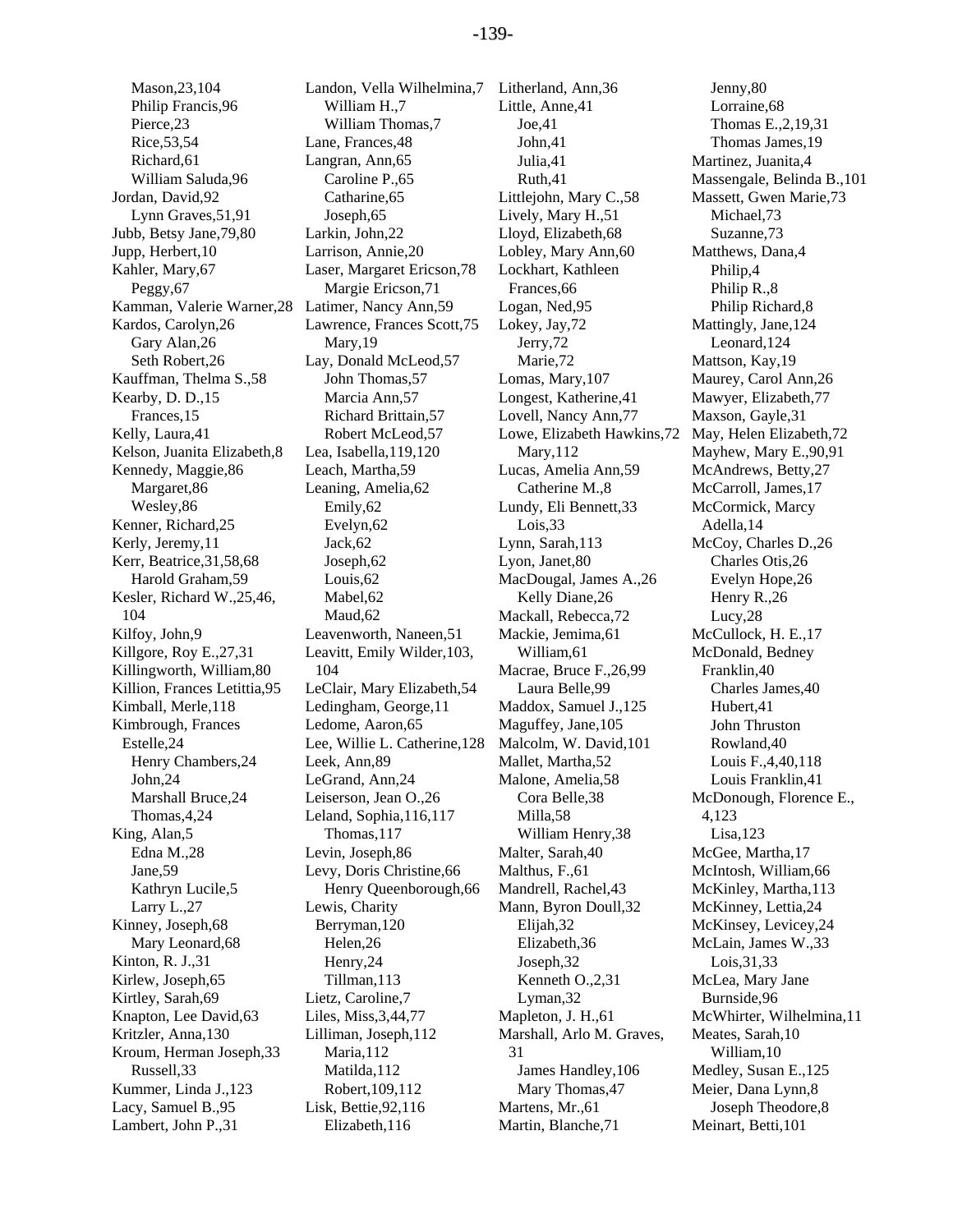Mason,23,104
Philip Francis,96
Pierce,23
Rice,53,54
Richard,61
William Saluda,96
Jordan, David,92
Lynn Graves,51,91
Jubb, Betsy Jane,79,80
Jupp, Herbert,10
Kahler, Mary,67
Peggy,67
Kamman, Valerie Warner,28
Kardos, Carolyn,26
Gary Alan,26
Seth Robert,26
Kauffman, Thelma S.,58
Kearby, D. D.,15
Frances,15
Kelly, Laura,41
Kelson, Juanita Elizabeth,8
Kennedy, Maggie,86
Margaret,86
Wesley,86
Kenner, Richard,25
Kerly, Jeremy,11
Kerr, Beatrice,31,58,68
Harold Graham,59
Kesler, Richard W.,25,46, 104
Kilfoy, John,9
Killgore, Roy E.,27,31
Killingworth, William,80
Killion, Frances Letittia,95
Kimball, Merle,118
Kimbrough, Frances Estelle,24
Henry Chambers,24
John,24
Marshall Bruce,24
Thomas,4,24
King, Alan,5
Edna M.,28
Jane,59
Kathryn Lucile,5
Larry L.,27
Kinney, Joseph,68
Mary Leonard,68
Kinton, R. J.,31
Kirlew, Joseph,65
Kirtley, Sarah,69
Knapton, Lee David,63
Kritzler, Anna,130
Kroum, Herman Joseph,33
Russell,33
Kummer, Linda J.,123
Lacy, Samuel B.,95
Lambert, John P.,31
Landon, Vella Wilhelmina,7
William H.,7
William Thomas,7
Lane, Frances,48
Langran, Ann,65
Caroline P.,65
Catharine,65
Joseph,65
Larkin, John,22
Larrison, Annie,20
Laser, Margaret Ericson,78
Margie Ericson,71
Latimer, Nancy Ann,59
Lawrence, Frances Scott,75
Mary,19
Lay, Donald McLeod,57
John Thomas,57
Marcia Ann,57
Richard Brittain,57
Robert McLeod,57
Lea, Isabella,119,120
Leach, Martha,59
Leaning, Amelia,62
Emily,62
Evelyn,62
Jack,62
Joseph,62
Louis,62
Mabel,62
Maud,62
Leavenworth, Naneen,51
Leavitt, Emily Wilder,103, 104
LeClair, Mary Elizabeth,54
Ledingham, George,11
Ledome, Aaron,65
Lee, Willie L. Catherine,128
Leek, Ann,89
LeGrand, Ann,24
Leiserson, Jean O.,26
Leland, Sophia,116,117
Thomas,117
Levin, Joseph,86
Levy, Doris Christine,66
Henry Queenborough,66
Lewis, Charity Berryman,120
Helen,26
Henry,24
Tillman,113
Lietz, Caroline,7
Liles, Miss,3,44,77
Lilliman, Joseph,112
Maria,112
Matilda,112
Robert,109,112
Lisk, Bettie,92,116
Elizabeth,116
Litherland, Ann,36
Little, Anne,41
Joe,41
John,41
Julia,41
Ruth,41
Littlejohn, Mary C.,58
Lively, Mary H.,51
Lloyd, Elizabeth,68
Lobley, Mary Ann,60
Lockhart, Kathleen Frances,66
Logan, Ned,95
Lokey, Jay,72
Jerry,72
Marie,72
Lomas, Mary,107
Longest, Katherine,41
Lovell, Nancy Ann,77
Lowe, Elizabeth Hawkins,72
Mary,112
Lucas, Amelia Ann,59
Catherine M.,8
Lundy, Eli Bennett,33
Lois,33
Lynn, Sarah,113
Lyon, Janet,80
MacDougal, James A.,26
Kelly Diane,26
Mackall, Rebecca,72
Mackie, Jemima,61
William,61
Macrae, Bruce F.,26,99
Laura Belle,99
Maddox, Samuel J.,125
Maguffey, Jane,105
Malcolm, W. David,101
Mallet, Martha,52
Malone, Amelia,58
Cora Belle,38
Milla,58
William Henry,38
Malter, Sarah,40
Malthus, F.,61
Mandrell, Rachel,43
Mann, Byron Doull,32
Elijah,32
Elizabeth,36
Joseph,32
Kenneth O.,2,31
Lyman,32
Mapleton, J. H.,61
Marshall, Arlo M. Graves, 31
James Handley,106
Mary Thomas,47
Martens, Mr.,61
Martin, Blanche,71
Jenny,80
Lorraine,68
Thomas E.,2,19,31
Thomas James,19
Martinez, Juanita,4
Massengale, Belinda B.,101
Massett, Gwen Marie,73
Michael,73
Suzanne,73
Matthews, Dana,4
Philip,4
Philip R.,8
Philip Richard,8
Mattingly, Jane,124
Leonard,124
Mattson, Kay,19
Maurey, Carol Ann,26
Mawyer, Elizabeth,77
Maxson, Gayle,31
May, Helen Elizabeth,72
Mayhew, Mary E.,90,91
McAndrews, Betty,27
McCarroll, James,17
McCormick, Marcy Adella,14
McCoy, Charles D.,26
Charles Otis,26
Evelyn Hope,26
Henry R.,26
Lucy,28
McCullock, H. E.,17
McDonald, Bedney Franklin,40
Charles James,40
Hubert,41
John Thruston Rowland,40
Louis F.,4,40,118
Louis Franklin,41
McDonough, Florence E., 4,123
Lisa,123
McGee, Martha,17
McIntosh, William,66
McKinley, Martha,113
McKinney, Lettia,24
McKinsey, Levicey,24
McLain, James W.,33
Lois,31,33
McLea, Mary Jane Burnside,96
McWhirter, Wilhelmina,11
Meates, Sarah,10
William,10
Medley, Susan E.,125
Meier, Dana Lynn,8
Joseph Theodore,8
Meinart, Betti,101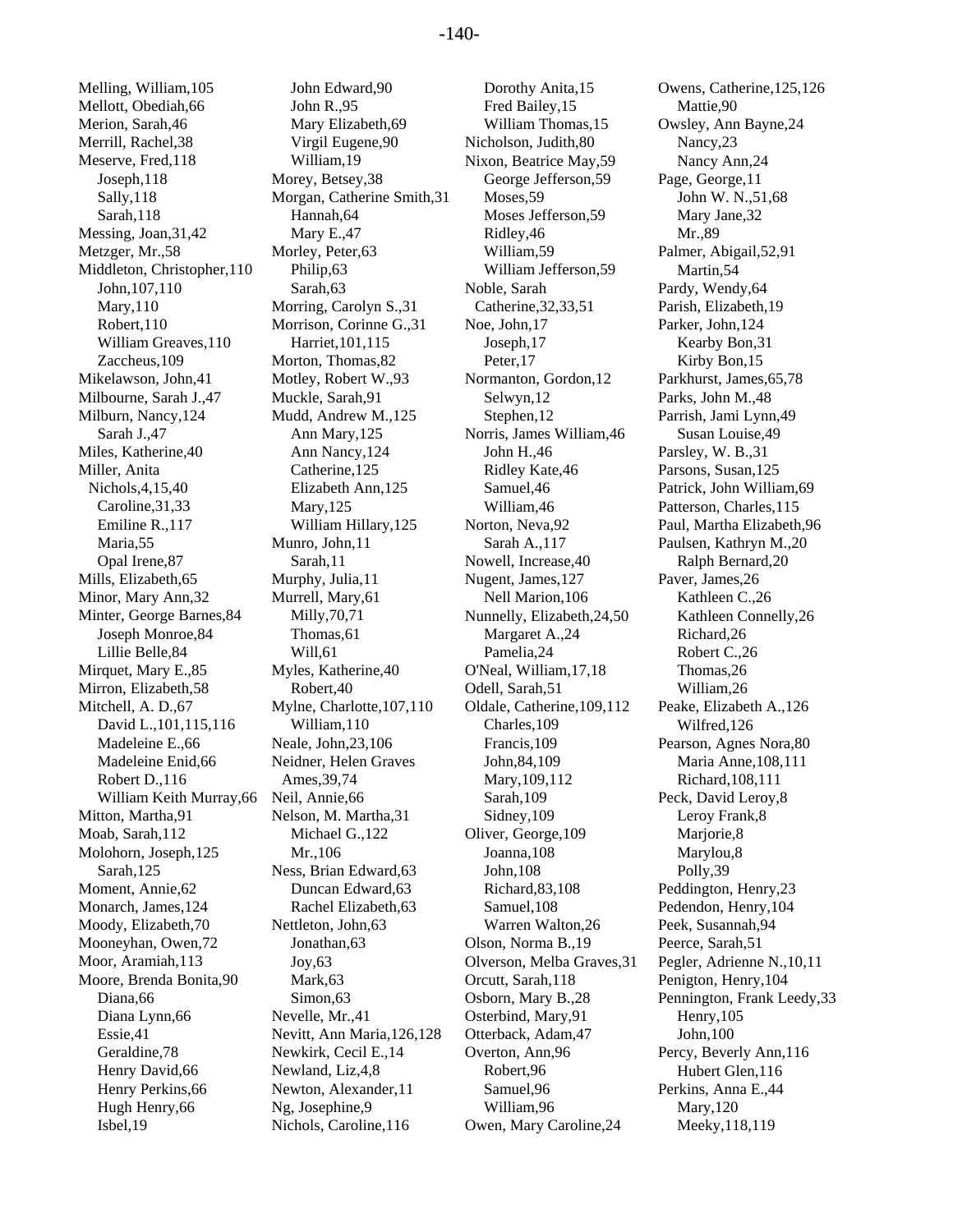Melling, William,105
Mellott, Obediah,66
Merion, Sarah,46
Merrill, Rachel,38
Meserve, Fred,118
  Joseph,118
  Sally,118
  Sarah,118
Messing, Joan,31,42
Metzger, Mr.,58
Middleton, Christopher,110
  John,107,110
  Mary,110
  Robert,110
  William Greaves,110
  Zaccheus,109
Mikelawson, John,41
Milbourne, Sarah J.,47
Milburn, Nancy,124
  Sarah J.,47
Miles, Katherine,40
Miller, Anita Nichols,4,15,40
  Caroline,31,33
  Emiline R.,117
  Maria,55
  Opal Irene,87
Mills, Elizabeth,65
Minor, Mary Ann,32
Minter, George Barnes,84
  Joseph Monroe,84
  Lillie Belle,84
Mirquet, Mary E.,85
Mirron, Elizabeth,58
Mitchell, A. D.,67
  David L.,101,115,116
  Madeleine E.,66
  Madeleine Enid,66
  Robert D.,116
  William Keith Murray,66
Mitton, Martha,91
Moab, Sarah,112
Molohorn, Joseph,125
  Sarah,125
Moment, Annie,62
Monarch, James,124
Moody, Elizabeth,70
Mooneyhan, Owen,72
Moor, Aramiah,113
Moore, Brenda Bonita,90
  Diana,66
  Diana Lynn,66
  Essie,41
  Geraldine,78
  Henry David,66
  Henry Perkins,66
  Hugh Henry,66
  Isbel,19
  John Edward,90
  John R.,95
  Mary Elizabeth,69
  Virgil Eugene,90
  William,19
Morey, Betsey,38
Morgan, Catherine Smith,31
  Hannah,64
  Mary E.,47
Morley, Peter,63
  Philip,63
  Sarah,63
Morring, Carolyn S.,31
Morrison, Corinne G.,31
  Harriet,101,115
Morton, Thomas,82
Motley, Robert W.,93
Muckle, Sarah,91
Mudd, Andrew M.,125
  Ann Mary,125
  Ann Nancy,124
  Catherine,125
  Elizabeth Ann,125
  Mary,125
  William Hillary,125
Munro, John,11
  Sarah,11
Murphy, Julia,11
Murrell, Mary,61
  Milly,70,71
  Thomas,61
  Will,61
Myles, Katherine,40
  Robert,40
Mylne, Charlotte,107,110
  William,110
Neale, John,23,106
Neidner, Helen Graves Ames,39,74
Neil, Annie,66
Nelson, M. Martha,31
  Michael G.,122
  Mr.,106
Ness, Brian Edward,63
  Duncan Edward,63
  Rachel Elizabeth,63
Nettleton, John,63
  Jonathan,63
  Joy,63
  Mark,63
  Simon,63
Nevelle, Mr.,41
Nevitt, Ann Maria,126,128
Newkirk, Cecil E.,14
Newland, Liz,4,8
Newton, Alexander,11
Ng, Josephine,9
Nichols, Caroline,116
  Dorothy Anita,15
  Fred Bailey,15
  William Thomas,15
Nicholson, Judith,80
Nixon, Beatrice May,59
  George Jefferson,59
  Moses,59
  Moses Jefferson,59
  Ridley,46
  William,59
  William Jefferson,59
Noble, Sarah Catherine,32,33,51
Noe, John,17
  Joseph,17
  Peter,17
Normanton, Gordon,12
  Selwyn,12
  Stephen,12
Norris, James William,46
  John H.,46
  Ridley Kate,46
  Samuel,46
  William,46
Norton, Neva,92
  Sarah A.,117
Nowell, Increase,40
Nugent, James,127
  Nell Marion,106
Nunnelly, Elizabeth,24,50
  Margaret A.,24
  Pamelia,24
O'Neal, William,17,18
Odell, Sarah,51
Oldale, Catherine,109,112
  Charles,109
  Francis,109
  John,84,109
  Mary,109,112
  Sarah,109
  Sidney,109
Oliver, George,109
  Joanna,108
  John,108
  Richard,83,108
  Samuel,108
  Warren Walton,26
Olson, Norma B.,19
Olverson, Melba Graves,31
Orcutt, Sarah,118
Osborn, Mary B.,28
Osterbind, Mary,91
Otterback, Adam,47
Overton, Ann,96
  Robert,96
  Samuel,96
  William,96
Owen, Mary Caroline,24
Owens, Catherine,125,126
  Mattie,90
Owsley, Ann Bayne,24
  Nancy,23
  Nancy Ann,24
Page, George,11
  John W. N.,51,68
  Mary Jane,32
  Mr.,89
Palmer, Abigail,52,91
  Martin,54
Pardy, Wendy,64
Parish, Elizabeth,19
Parker, John,124
  Kearby Bon,31
  Kirby Bon,15
Parkhurst, James,65,78
Parks, John M.,48
Parrish, Jami Lynn,49
  Susan Louise,49
Parsley, W. B.,31
Parsons, Susan,125
Patrick, John William,69
Patterson, Charles,115
Paul, Martha Elizabeth,96
Paulsen, Kathryn M.,20
  Ralph Bernard,20
Paver, James,26
  Kathleen C.,26
  Kathleen Connelly,26
  Richard,26
  Robert C.,26
  Thomas,26
  William,26
Peake, Elizabeth A.,126
  Wilfred,126
Pearson, Agnes Nora,80
  Maria Anne,108,111
  Richard,108,111
Peck, David Leroy,8
  Leroy Frank,8
  Marjorie,8
  Marylou,8
  Polly,39
Peddington, Henry,23
Pedendon, Henry,104
Peek, Susannah,94
Peerce, Sarah,51
Pegler, Adrienne N.,10,11
Penigton, Henry,104
Pennington, Frank Leedy,33
  Henry,105
  John,100
Percy, Beverly Ann,116
  Hubert Glen,116
Perkins, Anna E.,44
  Mary,120
  Meeky,118,119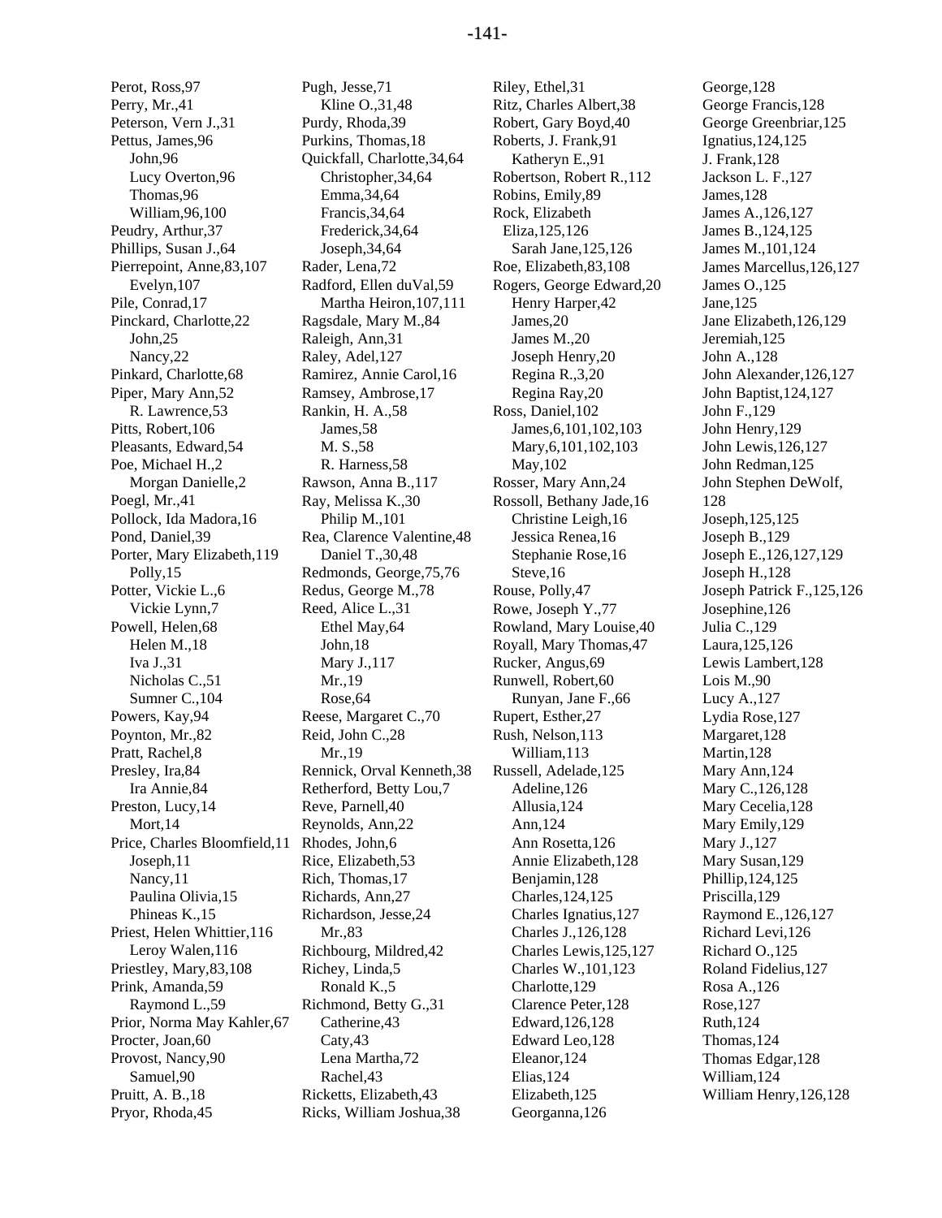Perot, Ross,97
Perry, Mr.,41
Peterson, Vern J.,31
Pettus, James,96
  John,96
  Lucy Overton,96
  Thomas,96
  William,96,100
Peudry, Arthur,37
Phillips, Susan J.,64
Pierrepoint, Anne,83,107
  Evelyn,107
Pile, Conrad,17
Pinckard, Charlotte,22
  John,25
  Nancy,22
Pinkard, Charlotte,68
Piper, Mary Ann,52
  R. Lawrence,53
Pitts, Robert,106
Pleasants, Edward,54
Poe, Michael H.,2
  Morgan Danielle,2
Poegl, Mr.,41
Pollock, Ida Madora,16
Pond, Daniel,39
Porter, Mary Elizabeth,119
  Polly,15
Potter, Vickie L.,6
  Vickie Lynn,7
Powell, Helen,68
  Helen M.,18
  Iva J.,31
  Nicholas C.,51
  Sumner C.,104
Powers, Kay,94
Poynton, Mr.,82
Pratt, Rachel,8
Presley, Ira,84
  Ira Annie,84
Preston, Lucy,14
  Mort,14
Price, Charles Bloomfield,11
  Joseph,11
  Nancy,11
  Paulina Olivia,15
  Phineas K.,15
Priest, Helen Whittier,116
  Leroy Walen,116
Priestley, Mary,83,108
Prink, Amanda,59
  Raymond L.,59
Prior, Norma May Kahler,67
Procter, Joan,60
Provost, Nancy,90
  Samuel,90
Pruitt, A. B.,18
Pryor, Rhoda,45
Pugh, Jesse,71
  Kline O.,31,48
Purdy, Rhoda,39
Purkins, Thomas,18
Quickfall, Charlotte,34,64
  Christopher,34,64
  Emma,34,64
  Francis,34,64
  Frederick,34,64
  Joseph,34,64
Rader, Lena,72
Radford, Ellen duVal,59
  Martha Heiron,107,111
Ragsdale, Mary M.,84
Raleigh, Ann,31
Raley, Adel,127
Ramirez, Annie Carol,16
Ramsey, Ambrose,17
Rankin, H. A.,58
  James,58
  M. S.,58
  R. Harness,58
Rawson, Anna B.,117
Ray, Melissa K.,30
  Philip M.,101
Rea, Clarence Valentine,48
  Daniel T.,30,48
Redmonds, George,75,76
Redus, George M.,78
Reed, Alice L.,31
  Ethel May,64
  John,18
  Mary J.,117
  Mr.,19
  Rose,64
Reese, Margaret C.,70
Reid, John C.,28
  Mr.,19
Rennick, Orval Kenneth,38
Retherford, Betty Lou,7
Reve, Parnell,40
Reynolds, Ann,22
Rhodes, John,6
Rice, Elizabeth,53
Rich, Thomas,17
Richards, Ann,27
Richardson, Jesse,24
  Mr.,83
Richbourg, Mildred,42
Richey, Linda,5
  Ronald K.,5
Richmond, Betty G.,31
  Catherine,43
  Caty,43
  Lena Martha,72
  Rachel,43
Ricketts, Elizabeth,43
Ricks, William Joshua,38
Riley, Ethel,31
Ritz, Charles Albert,38
Robert, Gary Boyd,40
Roberts, J. Frank,91
  Katheryn E.,91
Robertson, Robert R.,112
Robins, Emily,89
Rock, Elizabeth Eliza,125,126
  Sarah Jane,125,126
Roe, Elizabeth,83,108
Rogers, George Edward,20
  Henry Harper,42
  James,20
  James M.,20
  Joseph Henry,20
  Regina R.,3,20
  Regina Ray,20
Ross, Daniel,102
  James,6,101,102,103
  Mary,6,101,102,103
  May,102
Rosser, Mary Ann,24
Rossoll, Bethany Jade,16
  Christine Leigh,16
  Jessica Renea,16
  Stephanie Rose,16
  Steve,16
Rouse, Polly,47
Rowe, Joseph Y.,77
Rowland, Mary Louise,40
Royall, Mary Thomas,47
Rucker, Angus,69
Runwell, Robert,60
  Runyan, Jane F.,66
Rupert, Esther,27
Rush, Nelson,113
  William,113
Russell, Adelade,125
  Adeline,126
  Allusia,124
  Ann,124
  Ann Rosetta,126
  Annie Elizabeth,128
  Benjamin,128
  Charles,124,125
  Charles Ignatius,127
  Charles J.,126,128
  Charles Lewis,125,127
  Charles W.,101,123
  Charlotte,129
  Clarence Peter,128
  Edward,126,128
  Edward Leo,128
  Eleanor,124
  Elias,124
  Elizabeth,125
  Georganna,126
  George,128
  George Francis,128
  George Greenbriar,125
  Ignatius,124,125
  J. Frank,128
  Jackson L. F.,127
  James,128
  James A.,126,127
  James B.,124,125
  James M.,101,124
  James Marcellus,126,127
  James O.,125
  Jane,125
  Jane Elizabeth,126,129
  Jeremiah,125
  John A.,128
  John Alexander,126,127
  John Baptist,124,127
  John F.,129
  John Henry,129
  John Lewis,126,127
  John Redman,125
  John Stephen DeWolf,128
  Joseph,125,125
  Joseph B.,129
  Joseph E.,126,127,129
  Joseph H.,128
  Joseph Patrick F.,125,126
  Josephine,126
  Julia C.,129
  Laura,125,126
  Lewis Lambert,128
  Lois M.,90
  Lucy A.,127
  Lydia Rose,127
  Margaret,128
  Martin,128
  Mary Ann,124
  Mary C.,126,128
  Mary Cecelia,128
  Mary Emily,129
  Mary J.,127
  Mary Susan,129
  Phillip,124,125
  Priscilla,129
  Raymond E.,126,127
  Richard Levi,126
  Richard O.,125
  Roland Fidelius,127
  Rosa A.,126
  Rose,127
  Ruth,124
  Thomas,124
  Thomas Edgar,128
  William,124
  William Henry,126,128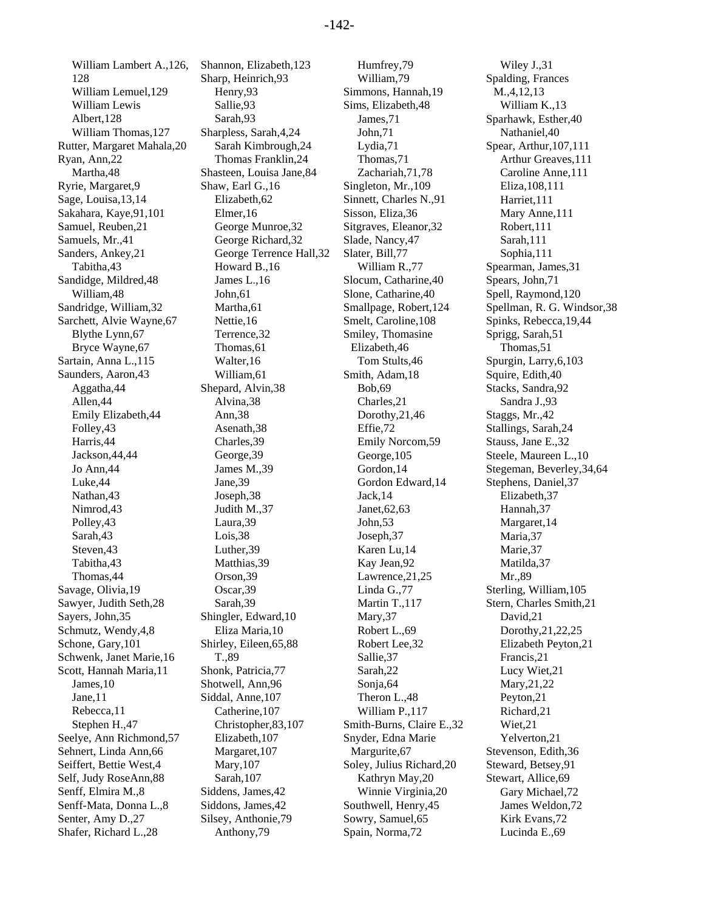William Lambert A.,126, 128
William Lemuel,129
William Lewis Albert,128
William Thomas,127
Rutter, Margaret Mahala,20
Ryan, Ann,22
Martha,48
Ryrie, Margaret,9
Sage, Louisa,13,14
Sakahara, Kaye,91,101
Samuel, Reuben,21
Samuels, Mr.,41
Sanders, Ankey,21
Tabitha,43
Sandidge, Mildred,48
William,48
Sandridge, William,32
Sarchett, Alvie Wayne,67
Blythe Lynn,67
Bryce Wayne,67
Sartain, Anna L.,115
Saunders, Aaron,43
Aggatha,44
Allen,44
Emily Elizabeth,44
Folley,43
Harris,44
Jackson,44,44
Jo Ann,44
Luke,44
Nathan,43
Nimrod,43
Polley,43
Sarah,43
Steven,43
Tabitha,43
Thomas,44
Savage, Olivia,19
Sawyer, Judith Seth,28
Sayers, John,35
Schmutz, Wendy,4,8
Schone, Gary,101
Schwenk, Janet Marie,16
Scott, Hannah Maria,11
James,10
Jane,11
Rebecca,11
Stephen H.,47
Seelye, Ann Richmond,57
Sehnert, Linda Ann,66
Seiffert, Bettie West,4
Self, Judy RoseAnn,88
Senff, Elmira M.,8
Senff-Mata, Donna L.,8
Senter, Amy D.,27
Shafer, Richard L.,28
Shannon, Elizabeth,123
Sharp, Heinrich,93
Henry,93
Sallie,93
Sarah,93
Sharpless, Sarah,4,24
Sarah Kimbrough,24
Thomas Franklin,24
Shasteen, Louisa Jane,84
Shaw, Earl G.,16
Elizabeth,62
Elmer,16
George Munroe,32
George Richard,32
George Terrence Hall,32
Howard B.,16
James L.,16
John,61
Martha,61
Nettie,16
Terrence,32
Thomas,61
Walter,16
William,61
Shepard, Alvin,38
Alvina,38
Ann,38
Asenath,38
Charles,39
George,39
James M.,39
Jane,39
Joseph,38
Judith M.,37
Laura,39
Lois,38
Luther,39
Matthias,39
Orson,39
Oscar,39
Sarah,39
Shingler, Edward,10
Eliza Maria,10
Shirley, Eileen,65,88
T.,89
Shonk, Patricia,77
Shotwell, Ann,96
Siddal, Anne,107
Catherine,107
Christopher,83,107
Elizabeth,107
Margaret,107
Mary,107
Sarah,107
Siddens, James,42
Siddons, James,42
Silsey, Anthonie,79
Anthony,79
Humfrey,79
William,79
Simmons, Hannah,19
Sims, Elizabeth,48
James,71
John,71
Lydia,71
Thomas,71
Zachariah,71,78
Singleton, Mr.,109
Sinnett, Charles N.,91
Sisson, Eliza,36
Sitgraves, Eleanor,32
Slade, Nancy,47
Slater, Bill,77
William R.,77
Slocum, Catharine,40
Slone, Catharine,40
Smallpage, Robert,124
Smelt, Caroline,108
Smiley, Thomasine Elizabeth,46
Tom Stults,46
Smith, Adam,18
Bob,69
Charles,21
Dorothy,21,46
Effie,72
Emily Norcom,59
George,105
Gordon,14
Gordon Edward,14
Jack,14
Janet,62,63
John,53
Joseph,37
Karen Lu,14
Kay Jean,92
Lawrence,21,25
Linda G.,77
Martin T.,117
Mary,37
Robert L.,69
Robert Lee,32
Sallie,37
Sarah,22
Sonja,64
Theron L.,48
William P.,117
Smith-Burns, Claire E.,32
Snyder, Edna Marie Margurite,67
Soley, Julius Richard,20
Kathryn May,20
Winnie Virginia,20
Southwell, Henry,45
Sowry, Samuel,65
Spain, Norma,72
Wiley J.,31
Spalding, Frances M.,4,12,13
William K.,13
Sparhawk, Esther,40
Nathaniel,40
Spear, Arthur,107,111
Arthur Greaves,111
Caroline Anne,111
Eliza,108,111
Harriet,111
Mary Anne,111
Robert,111
Sarah,111
Sophia,111
Spearman, James,31
Spears, John,71
Spell, Raymond,120
Spellman, R. G. Windsor,38
Spinks, Rebecca,19,44
Sprigg, Sarah,51
Thomas,51
Spurgin, Larry,6,103
Squire, Edith,40
Stacks, Sandra,92
Sandra J.,93
Staggs, Mr.,42
Stallings, Sarah,24
Stauss, Jane E.,32
Steele, Maureen L.,10
Stegeman, Beverley,34,64
Stephens, Daniel,37
Elizabeth,37
Hannah,37
Margaret,14
Maria,37
Marie,37
Matilda,37
Mr.,89
Sterling, William,105
Stern, Charles Smith,21
David,21
Dorothy,21,22,25
Elizabeth Peyton,21
Francis,21
Lucy Wiet,21
Mary,21,22
Peyton,21
Richard,21
Wiet,21
Yelverton,21
Stevenson, Edith,36
Steward, Betsey,91
Stewart, Allice,69
Gary Michael,72
James Weldon,72
Kirk Evans,72
Lucinda E.,69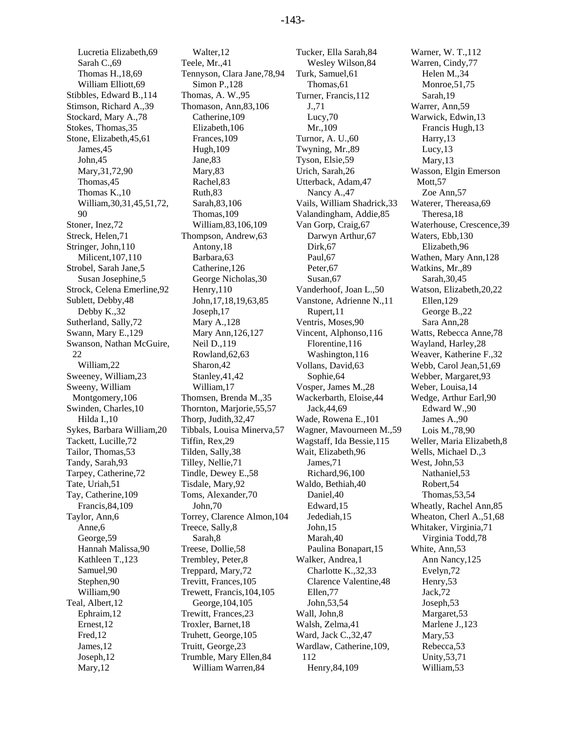Lucretia Elizabeth,69
Sarah C.,69
Thomas H.,18,69
William Elliott,69
Stibbles, Edward B.,114
Stimson, Richard A.,39
Stockard, Mary A.,78
Stokes, Thomas,35
Stone, Elizabeth,45,61
James,45
John,45
Mary,31,72,90
Thomas,45
Thomas K.,10
William,30,31,45,51,72,90
Stoner, Inez,72
Streck, Helen,71
Stringer, John,110
Milicent,107,110
Strobel, Sarah Jane,5
Susan Josephine,5
Strock, Celena Emerline,92
Sublett, Debby,48
Debby K.,32
Sutherland, Sally,72
Swann, Mary E.,129
Swanson, Nathan McGuire,22
William,22
Sweeney, William,23
Sweeny, William Montgomery,106
Swinden, Charles,10
Hilda I.,10
Sykes, Barbara William,20
Tackett, Lucille,72
Tailor, Thomas,53
Tandy, Sarah,93
Tarpey, Catherine,72
Tate, Uriah,51
Tay, Catherine,109
Francis,84,109
Taylor, Ann,6
Anne,6
George,59
Hannah Malissa,90
Kathleen T.,123
Samuel,90
Stephen,90
William,90
Teal, Albert,12
Ephraim,12
Ernest,12
Fred,12
James,12
Joseph,12
Mary,12
Walter,12
Teele, Mr.,41
Tennyson, Clara Jane,78,94
Simon P.,128
Thomas, A. W.,95
Thomason, Ann,83,106
Catherine,109
Elizabeth,106
Frances,109
Hugh,109
Jane,83
Mary,83
Rachel,83
Ruth,83
Sarah,83,106
Thomas,109
William,83,106,109
Thompson, Andrew,63
Antony,18
Barbara,63
Catherine,126
George Nicholas,30
Henry,110
John,17,18,19,63,85
Joseph,17
Mary A.,128
Mary Ann,126,127
Neil D.,119
Rowland,62,63
Sharon,42
Stanley,41,42
William,17
Thomsen, Brenda M.,35
Thornton, Marjorie,55,57
Thorp, Judith,32,47
Tibbals, Louisa Minerva,57
Tiffin, Rex,29
Tilden, Sally,38
Tilley, Nellie,71
Tindle, Dewey E.,58
Tisdale, Mary,92
Toms, Alexander,70
John,70
Torrey, Clarence Almon,104
Treece, Sally,8
Sarah,8
Treese, Dollie,58
Trembley, Peter,8
Treppard, Mary,72
Trevitt, Frances,105
Trewett, Francis,104,105
George,104,105
Trewitt, Frances,23
Troxler, Barnet,18
Truhett, George,105
Truitt, George,23
Trumble, Mary Ellen,84
William Warren,84
Tucker, Ella Sarah,84
Wesley Wilson,84
Turk, Samuel,61
Thomas,61
Turner, Francis,112
J.,71
Lucy,70
Mr.,109
Turnor, A. U.,60
Twyning, Mr.,89
Tyson, Elsie,59
Urich, Sarah,26
Utterback, Adam,47
Nancy A.,47
Vails, William Shadrick,33
Valandingham, Addie,85
Van Gorp, Craig,67
Darwyn Arthur,67
Dirk,67
Paul,67
Peter,67
Susan,67
Vanderhoof, Joan L.,50
Vanstone, Adrienne N.,11
Rupert,11
Ventris, Moses,90
Vincent, Alphonso,116
Florentine,116
Washington,116
Vollans, David,63
Sophie,64
Vosper, James M.,28
Wackerbarth, Eloise,44
Jack,44,69
Wade, Rowena E.,101
Wagner, Mavourneen M.,59
Wagstaff, Ida Bessie,115
Wait, Elizabeth,96
James,71
Richard,96,100
Waldo, Bethiah,40
Daniel,40
Edward,15
Jedediah,15
John,15
Marah,40
Paulina Bonapart,15
Walker, Andrea,1
Charlotte K.,32,33
Clarence Valentine,48
Ellen,77
John,53,54
Wall, John,8
Walsh, Zelma,41
Ward, Jack C.,32,47
Wardlaw, Catherine,109,112
Henry,84,109
Warner, W. T.,112
Warren, Cindy,77
Helen M.,34
Monroe,51,75
Sarah,19
Warrer, Ann,59
Warwick, Edwin,13
Francis Hugh,13
Harry,13
Lucy,13
Mary,13
Wasson, Elgin Emerson Mott,57
Zoe Ann,57
Waterer, Thereasa,69
Theresa,18
Waterhouse, Crescence,39
Waters, Ebb,130
Elizabeth,96
Wathen, Mary Ann,128
Watkins, Mr.,89
Sarah,30,45
Watson, Elizabeth,20,22
Ellen,129
George B.,22
Sara Ann,28
Watts, Rebecca Anne,78
Wayland, Harley,28
Weaver, Katherine F.,32
Webb, Carol Jean,51,69
Webber, Margaret,93
Weber, Louisa,14
Wedge, Arthur Earl,90
Edward W.,90
James A.,90
Lois M.,78,90
Weller, Maria Elizabeth,8
Wells, Michael D.,3
West, John,53
Nathaniel,53
Robert,54
Thomas,53,54
Wheatly, Rachel Ann,85
Wheaton, Cherl A.,51,68
Whitaker, Virginia,71
Virginia Todd,78
White, Ann,53
Ann Nancy,125
Evelyn,72
Henry,53
Jack,72
Joseph,53
Margaret,53
Marlene J.,123
Mary,53
Rebecca,53
Unity,53,71
William,53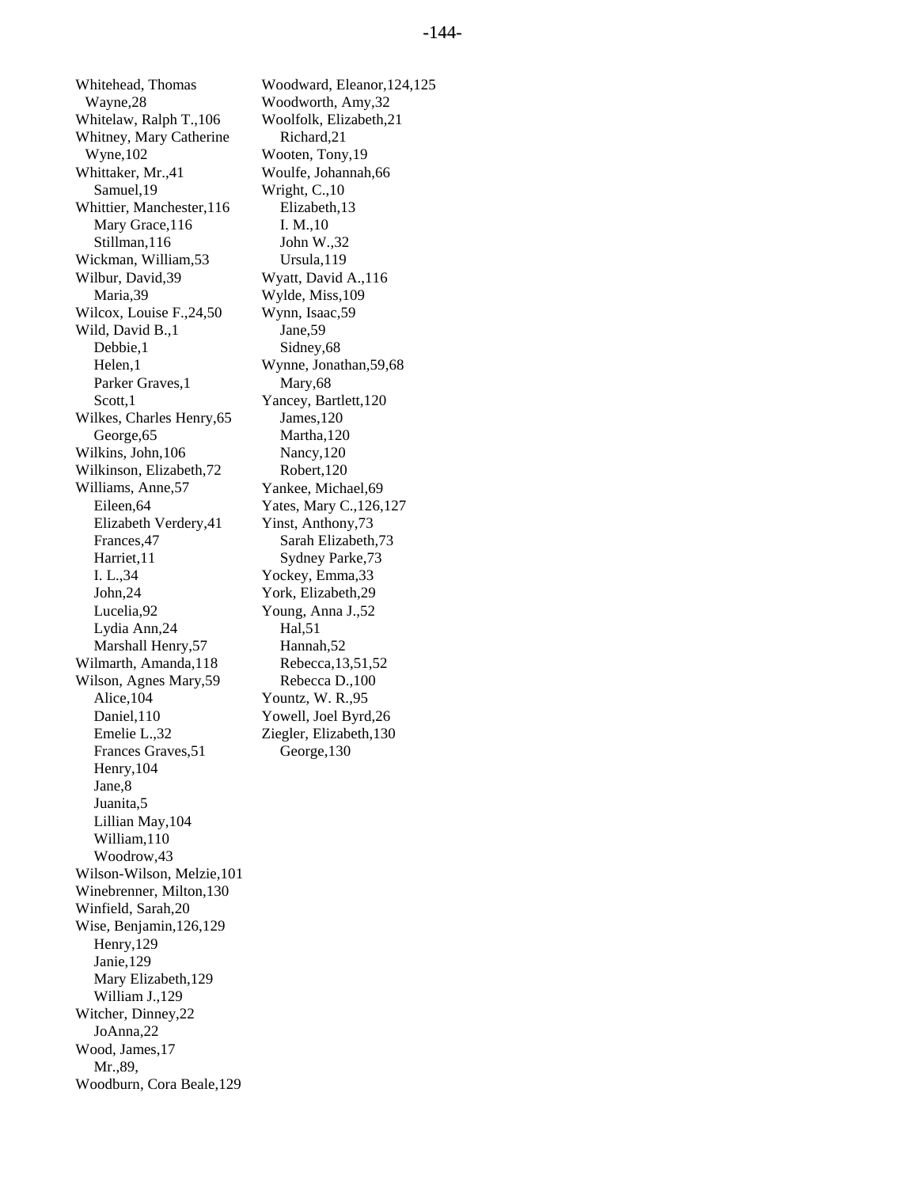Whitehead, Thomas
  Wayne,28
Whitelaw, Ralph T.,106
Whitney, Mary Catherine
  Wyne,102
Whittaker, Mr.,41
  Samuel,19
Whittier, Manchester,116
  Mary Grace,116
  Stillman,116
Wickman, William,53
Wilbur, David,39
  Maria,39
Wilcox, Louise F.,24,50
Wild, David B.,1
  Debbie,1
  Helen,1
  Parker Graves,1
  Scott,1
Wilkes, Charles Henry,65
  George,65
Wilkins, John,106
Wilkinson, Elizabeth,72
Williams, Anne,57
  Eileen,64
  Elizabeth Verdery,41
  Frances,47
  Harriet,11
  I. L.,34
  John,24
  Lucelia,92
  Lydia Ann,24
  Marshall Henry,57
Wilmarth, Amanda,118
Wilson, Agnes Mary,59
  Alice,104
  Daniel,110
  Emelie L.,32
  Frances Graves,51
  Henry,104
  Jane,8
  Juanita,5
  Lillian May,104
  William,110
  Woodrow,43
Wilson-Wilson, Melzie,101
Winebrenner, Milton,130
Winfield, Sarah,20
Wise, Benjamin,126,129
  Henry,129
  Janie,129
  Mary Elizabeth,129
  William J.,129
Witcher, Dinney,22
  JoAnna,22
Wood, James,17
  Mr.,89,
Woodburn, Cora Beale,129
Woodward, Eleanor,124,125
Woodworth, Amy,32
Woolfolk, Elizabeth,21
  Richard,21
Wooten, Tony,19
Woulfe, Johannah,66
Wright, C.,10
  Elizabeth,13
  I. M.,10
  John W.,32
  Ursula,119
Wyatt, David A.,116
Wylde, Miss,109
Wynn, Isaac,59
  Jane,59
  Sidney,68
Wynne, Jonathan,59,68
  Mary,68
Yancey, Bartlett,120
  James,120
  Martha,120
  Nancy,120
  Robert,120
Yankee, Michael,69
Yates, Mary C.,126,127
Yinst, Anthony,73
  Sarah Elizabeth,73
  Sydney Parke,73
Yockey, Emma,33
York, Elizabeth,29
Young, Anna J.,52
  Hal,51
  Hannah,52
  Rebecca,13,51,52
  Rebecca D.,100
Yountz, W. R.,95
Yowell, Joel Byrd,26
Ziegler, Elizabeth,130
  George,130